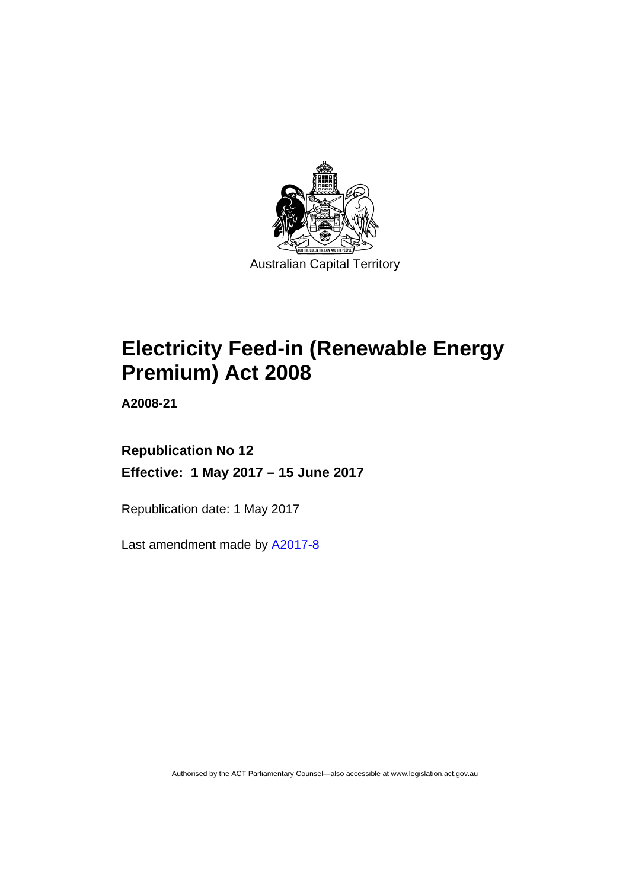Australian Capital Territory

# Electricity Feed-in (Renewable Energy Premium) Act 2008

**A2008-21**

**Republication No 12**

**Effective: 1 May 2017 – 15 June 2017**

Republication date: 1 May 2017

Last amendment made by A2017-8

Authorised by the ACT Parliamentary Counsel—also accessible at www.legislation.act.gov.au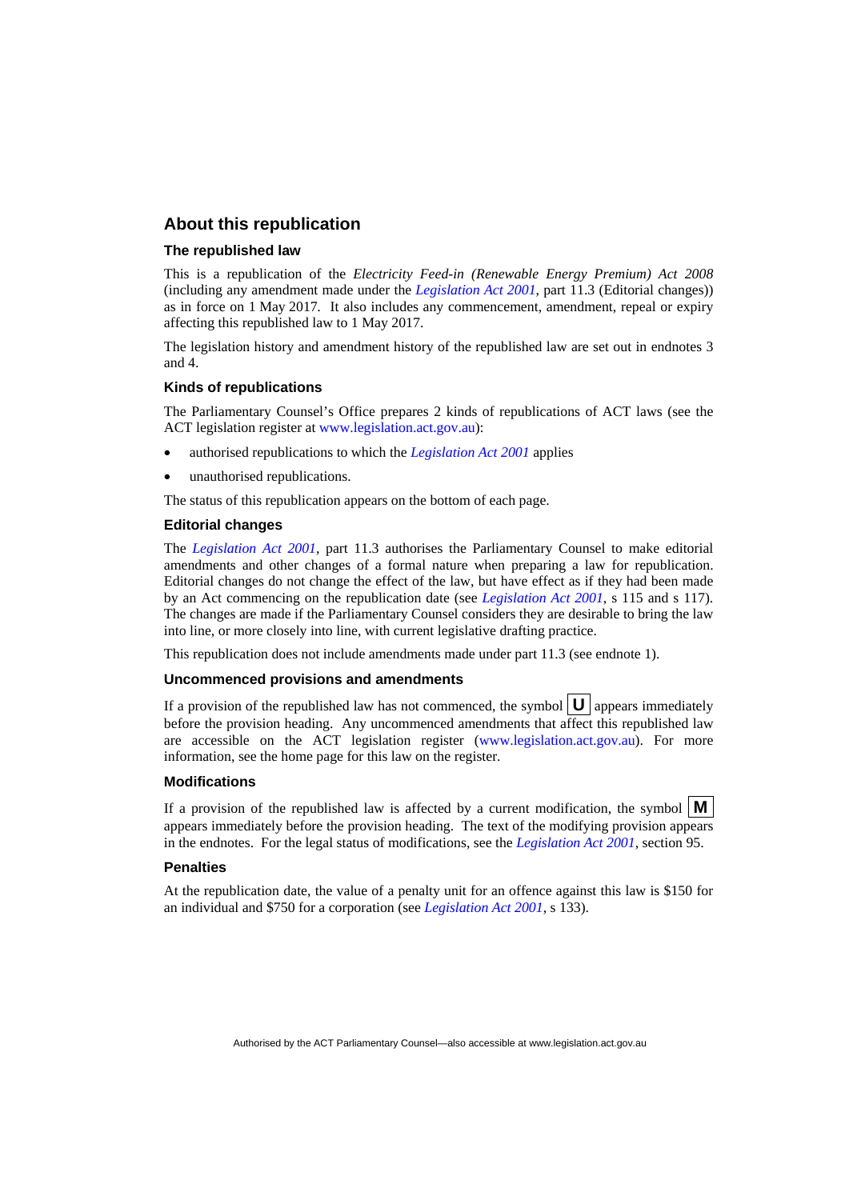## About this republication

### The republished law

This is a republication of the *Electricity Feed-in (Renewable Energy Premium) Act 2008* (including any amendment made under the *Legislation Act 2001*, part 11.3 (Editorial changes)) as in force on 1 May 2017. It also includes any commencement, amendment, repeal or expiry affecting this republished law to 1 May 2017.

The legislation history and amendment history of the republished law are set out in endnotes 3 and 4.

### Kinds of republications

The Parliamentary Counsel's Office prepares 2 kinds of republications of ACT laws (see the ACT legislation register at www.legislation.act.gov.au):

- authorised republications to which the *Legislation Act 2001* applies
- unauthorised republications.

The status of this republication appears on the bottom of each page.

### Editorial changes

The *Legislation Act 2001*, part 11.3 authorises the Parliamentary Counsel to make editorial amendments and other changes of a formal nature when preparing a law for republication. Editorial changes do not change the effect of the law, but have effect as if they had been made by an Act commencing on the republication date (see *Legislation Act 2001*, s 115 and s 117). The changes are made if the Parliamentary Counsel considers they are desirable to bring the law into line, or more closely into line, with current legislative drafting practice.

This republication does not include amendments made under part 11.3 (see endnote 1).

### Uncommenced provisions and amendments

If a provision of the republished law has not commenced, the symbol **U** appears immediately before the provision heading. Any uncommenced amendments that affect this republished law are accessible on the ACT legislation register (www.legislation.act.gov.au). For more information, see the home page for this law on the register.

### Modifications

If a provision of the republished law is affected by a current modification, the symbol **M** appears immediately before the provision heading. The text of the modifying provision appears in the endnotes. For the legal status of modifications, see the *Legislation Act 2001*, section 95.

### Penalties

At the republication date, the value of a penalty unit for an offence against this law is $150 for an individual and $750 for a corporation (see *Legislation Act 2001*, s 133).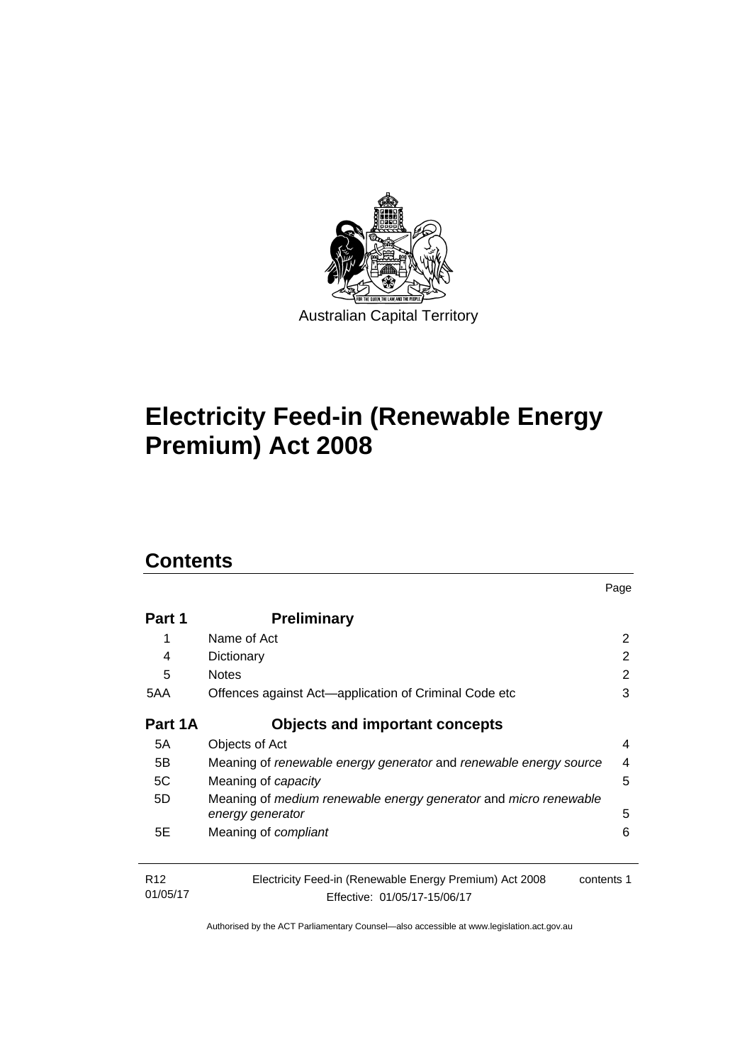Australian Capital Territory

# Electricity Feed-in (Renewable Energy Premium) Act 2008

## Contents

| | | Page |
|---|---|---|
| **Part 1** | **Preliminary** | |
| 1 | Name of Act | 2 |
| 4 | Dictionary | 2 |
| 5 | Notes | 2 |
| 5AA | Offences against Act—application of Criminal Code etc | 3 |
| **Part 1A** | **Objects and important concepts** | |
| 5A | Objects of Act | 4 |
| 5B | Meaning of *renewable energy generator* and *renewable energy source* | 4 |
| 5C | Meaning of *capacity* | 5 |
| 5D | Meaning of *medium renewable energy generator* and *micro renewable energy generator* | 5 |
| 5E | Meaning of *compliant* | 6 |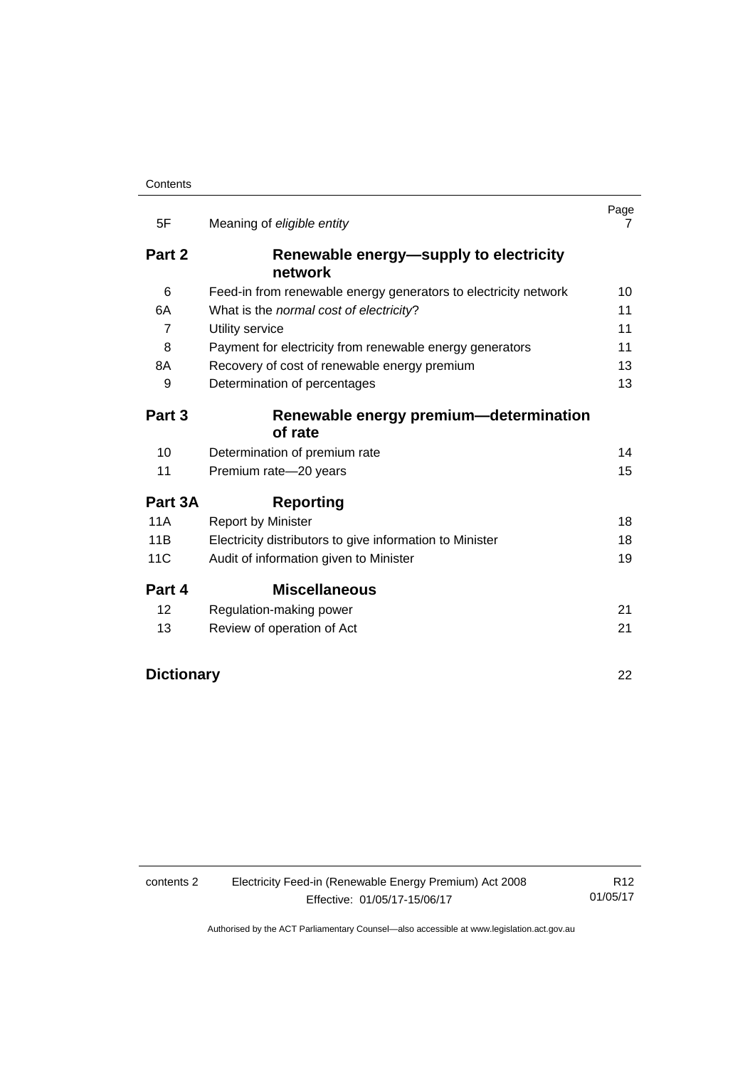| | | Page |
|---|---|---|
| 5F | Meaning of *eligible entity* | 7 |
| **Part 2** | **Renewable energy—supply to electricity network** | |
| 6 | Feed-in from renewable energy generators to electricity network | 10 |
| 6A | What is the *normal cost of electricity*? | 11 |
| 7 | Utility service | 11 |
| 8 | Payment for electricity from renewable energy generators | 11 |
| 8A | Recovery of cost of renewable energy premium | 13 |
| 9 | Determination of percentages | 13 |
| **Part 3** | **Renewable energy premium—determination of rate** | |
| 10 | Determination of premium rate | 14 |
| 11 | Premium rate—20 years | 15 |
| **Part 3A** | **Reporting** | |
| 11A | Report by Minister | 18 |
| 11B | Electricity distributors to give information to Minister | 18 |
| 11C | Audit of information given to Minister | 19 |
| **Part 4** | **Miscellaneous** | |
| 12 | Regulation-making power | 21 |
| 13 | Review of operation of Act | 21 |
| **Dictionary** | | 22 |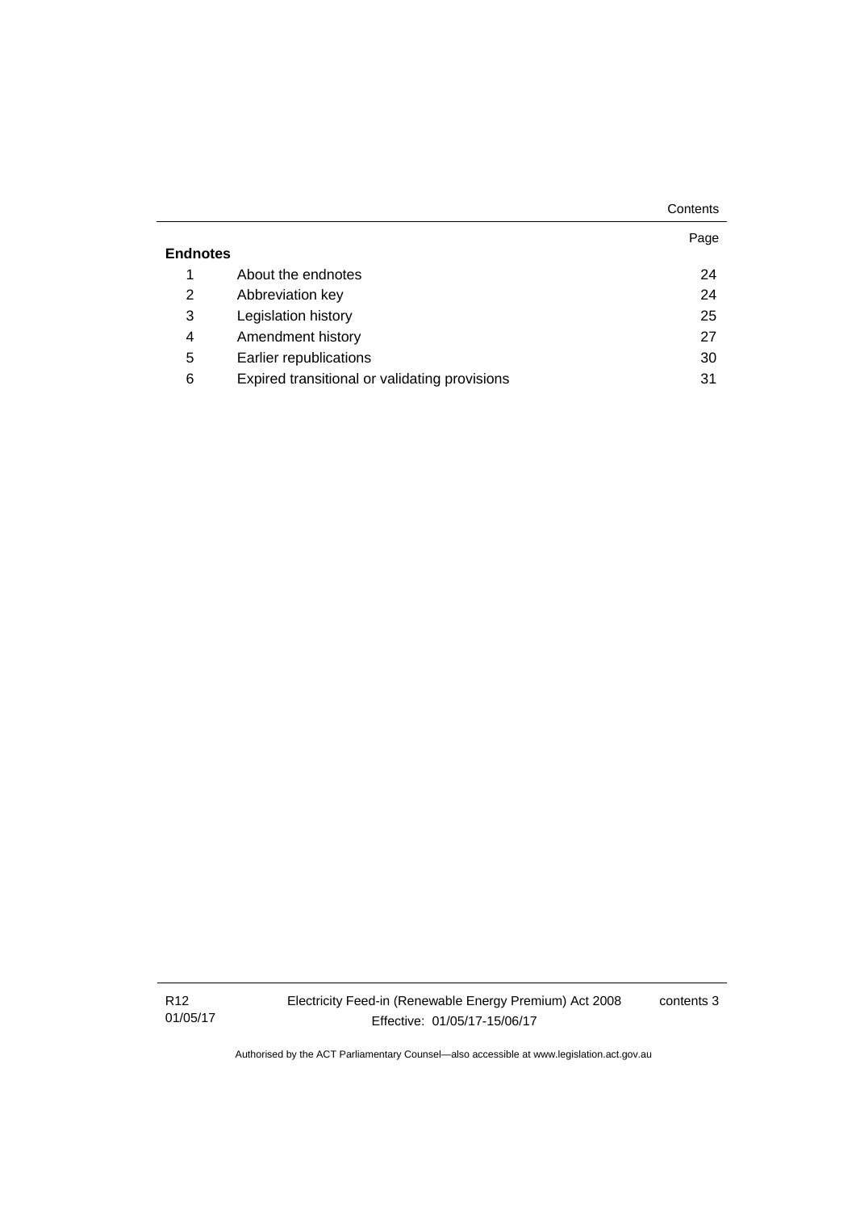| | | Page |
|---|---|---|
| **Endnotes** | | |
| 1 | About the endnotes | 24 |
| 2 | Abbreviation key | 24 |
| 3 | Legislation history | 25 |
| 4 | Amendment history | 27 |
| 5 | Earlier republications | 30 |
| 6 | Expired transitional or validating provisions | 31 |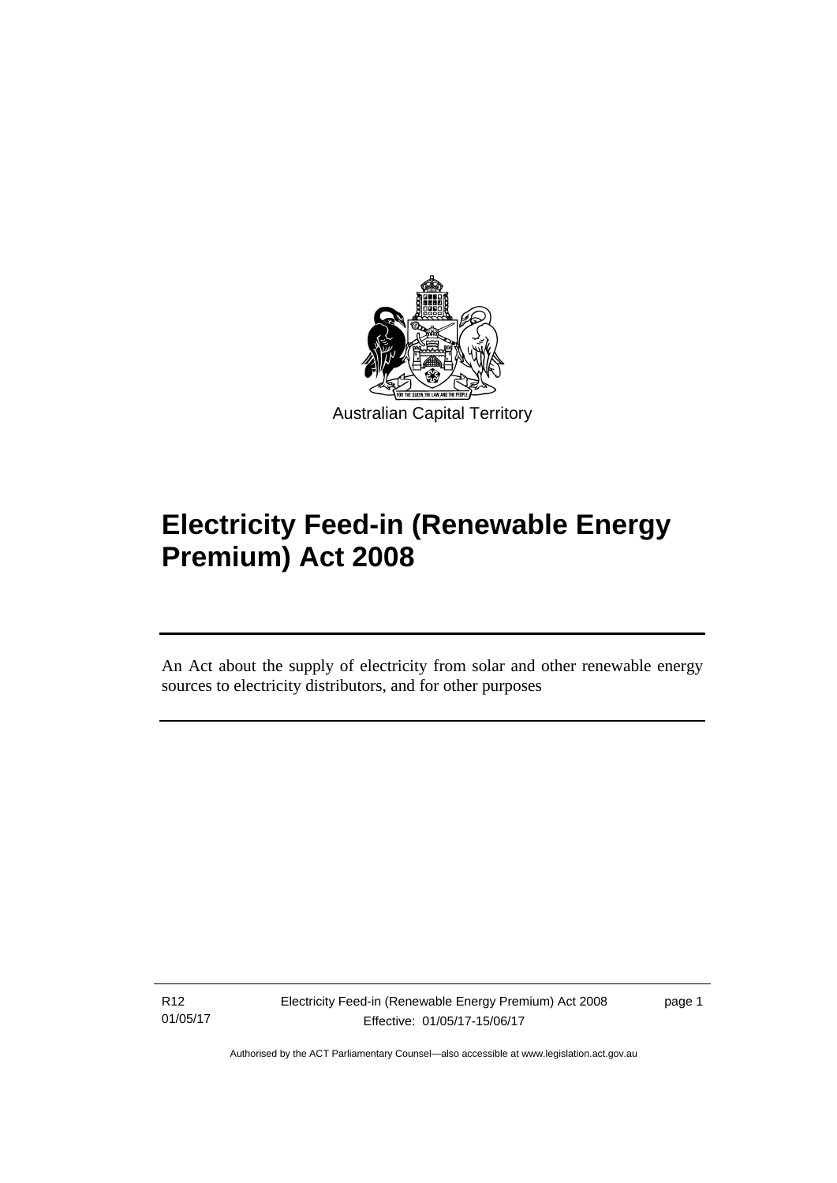Australian Capital Territory

# Electricity Feed-in (Renewable Energy Premium) Act 2008

An Act about the supply of electricity from solar and other renewable energy sources to electricity distributors, and for other purposes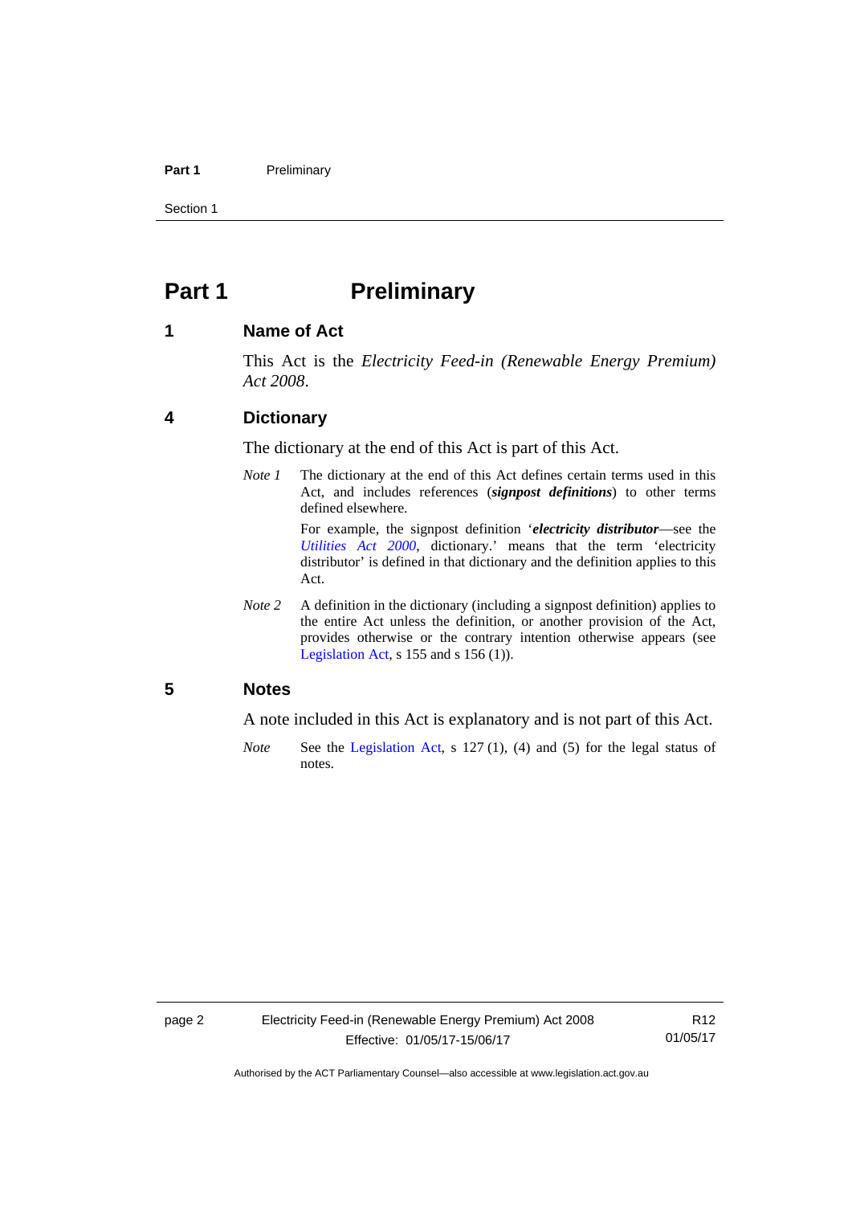# Part 1 Preliminary

## 1 Name of Act

This Act is the *Electricity Feed-in (Renewable Energy Premium) Act 2008*.

## 4 Dictionary

The dictionary at the end of this Act is part of this Act.

*Note 1* The dictionary at the end of this Act defines certain terms used in this Act, and includes references (***signpost definitions***) to other terms defined elsewhere.

For example, the signpost definition '***electricity distributor***—see the *Utilities Act 2000*, dictionary.' means that the term 'electricity distributor' is defined in that dictionary and the definition applies to this Act.

*Note 2* A definition in the dictionary (including a signpost definition) applies to the entire Act unless the definition, or another provision of the Act, provides otherwise or the contrary intention otherwise appears (see Legislation Act, s 155 and s 156 (1)).

## 5 Notes

A note included in this Act is explanatory and is not part of this Act.

*Note* See the Legislation Act, s 127 (1), (4) and (5) for the legal status of notes.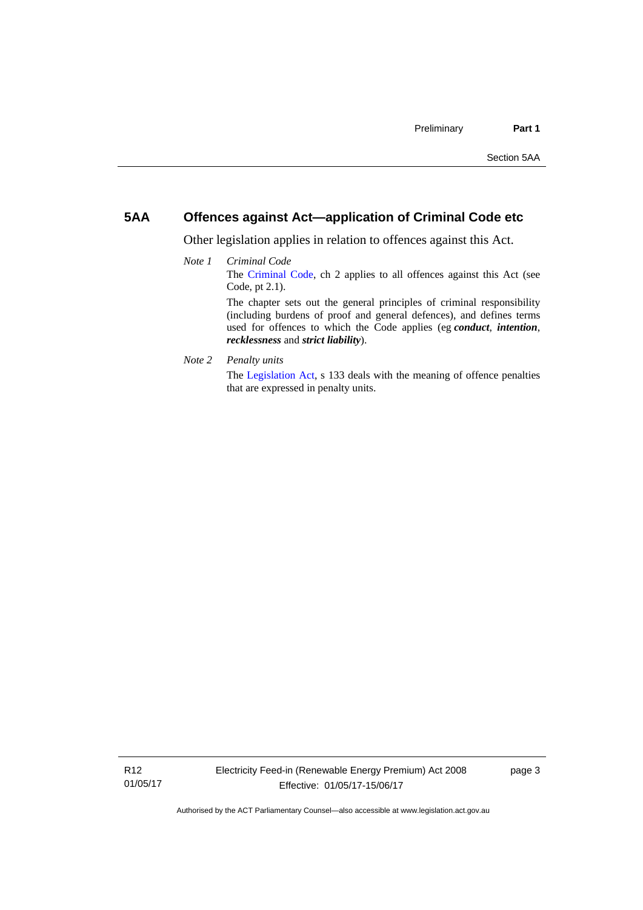## 5AA Offences against Act—application of Criminal Code etc

Other legislation applies in relation to offences against this Act.

*Note 1* *Criminal Code*

The Criminal Code, ch 2 applies to all offences against this Act (see Code, pt 2.1).

The chapter sets out the general principles of criminal responsibility (including burdens of proof and general defences), and defines terms used for offences to which the Code applies (eg ***conduct***, ***intention***, ***recklessness*** and ***strict liability***).

*Note 2* *Penalty units*

The Legislation Act, s 133 deals with the meaning of offence penalties that are expressed in penalty units.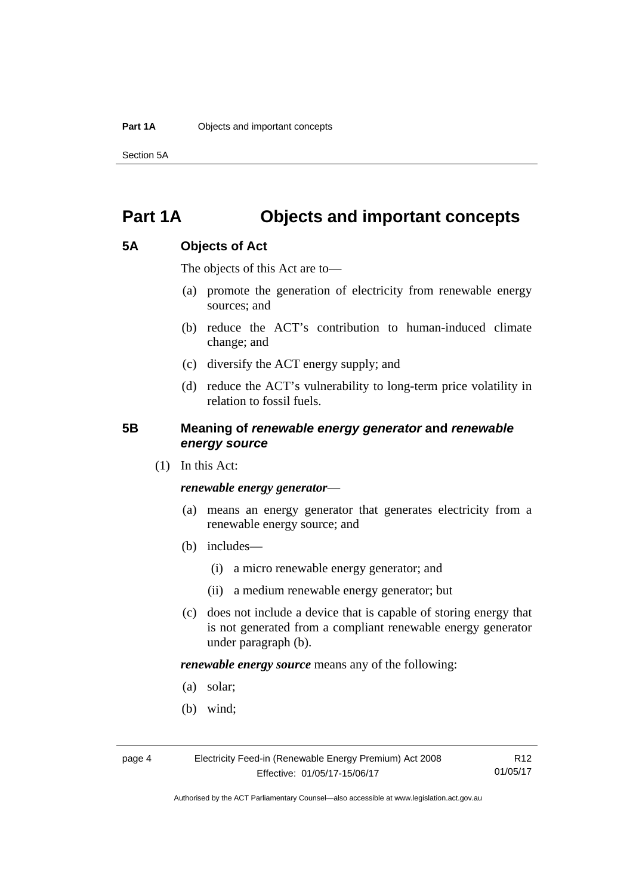# Part 1A Objects and important concepts

## 5A Objects of Act

The objects of this Act are to—

(a) promote the generation of electricity from renewable energy sources; and

(b) reduce the ACT's contribution to human-induced climate change; and

(c) diversify the ACT energy supply; and

(d) reduce the ACT's vulnerability to long-term price volatility in relation to fossil fuels.

## 5B Meaning of *renewable energy generator* and *renewable energy source*

(1) In this Act:

***renewable energy generator***—

(a) means an energy generator that generates electricity from a renewable energy source; and

(b) includes—

(i) a micro renewable energy generator; and

(ii) a medium renewable energy generator; but

(c) does not include a device that is capable of storing energy that is not generated from a compliant renewable energy generator under paragraph (b).

***renewable energy source*** means any of the following:

(a) solar;

(b) wind;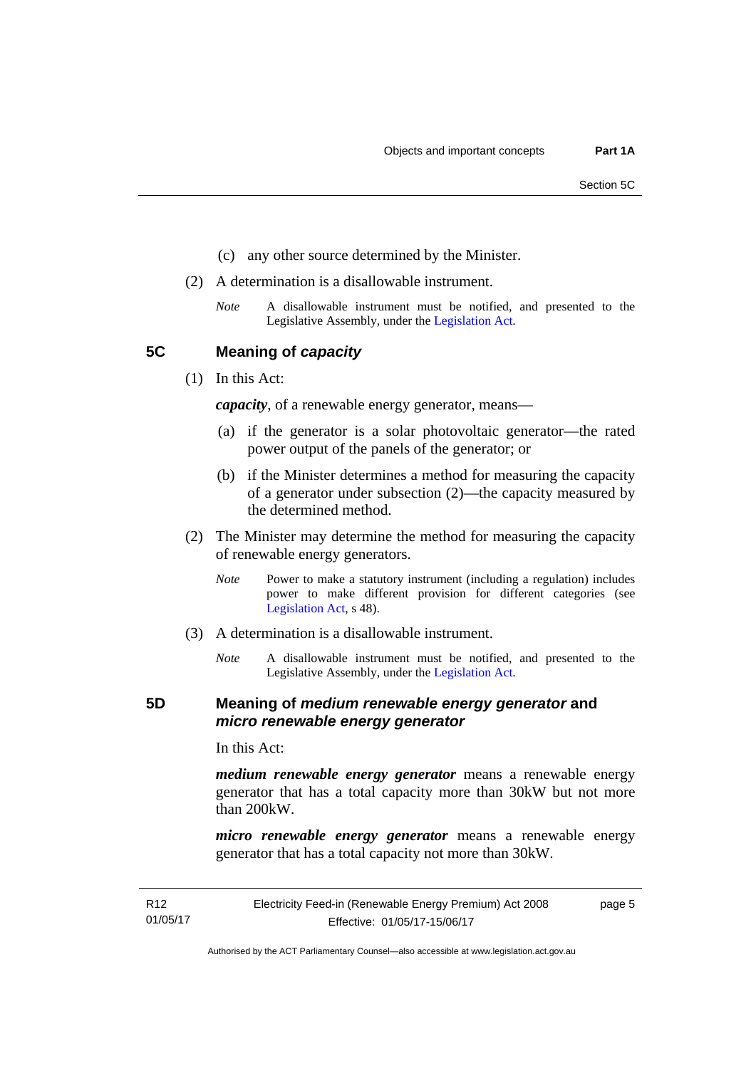(c) any other source determined by the Minister.

(2) A determination is a disallowable instrument.

*Note* A disallowable instrument must be notified, and presented to the Legislative Assembly, under the Legislation Act.

## 5C Meaning of *capacity*

(1) In this Act:

***capacity***, of a renewable energy generator, means—

(a) if the generator is a solar photovoltaic generator—the rated power output of the panels of the generator; or

(b) if the Minister determines a method for measuring the capacity of a generator under subsection (2)—the capacity measured by the determined method.

(2) The Minister may determine the method for measuring the capacity of renewable energy generators.

*Note* Power to make a statutory instrument (including a regulation) includes power to make different provision for different categories (see Legislation Act, s 48).

(3) A determination is a disallowable instrument.

*Note* A disallowable instrument must be notified, and presented to the Legislative Assembly, under the Legislation Act.

## 5D Meaning of *medium renewable energy generator* and *micro renewable energy generator*

In this Act:

***medium renewable energy generator*** means a renewable energy generator that has a total capacity more than 30kW but not more than 200kW.

***micro renewable energy generator*** means a renewable energy generator that has a total capacity not more than 30kW.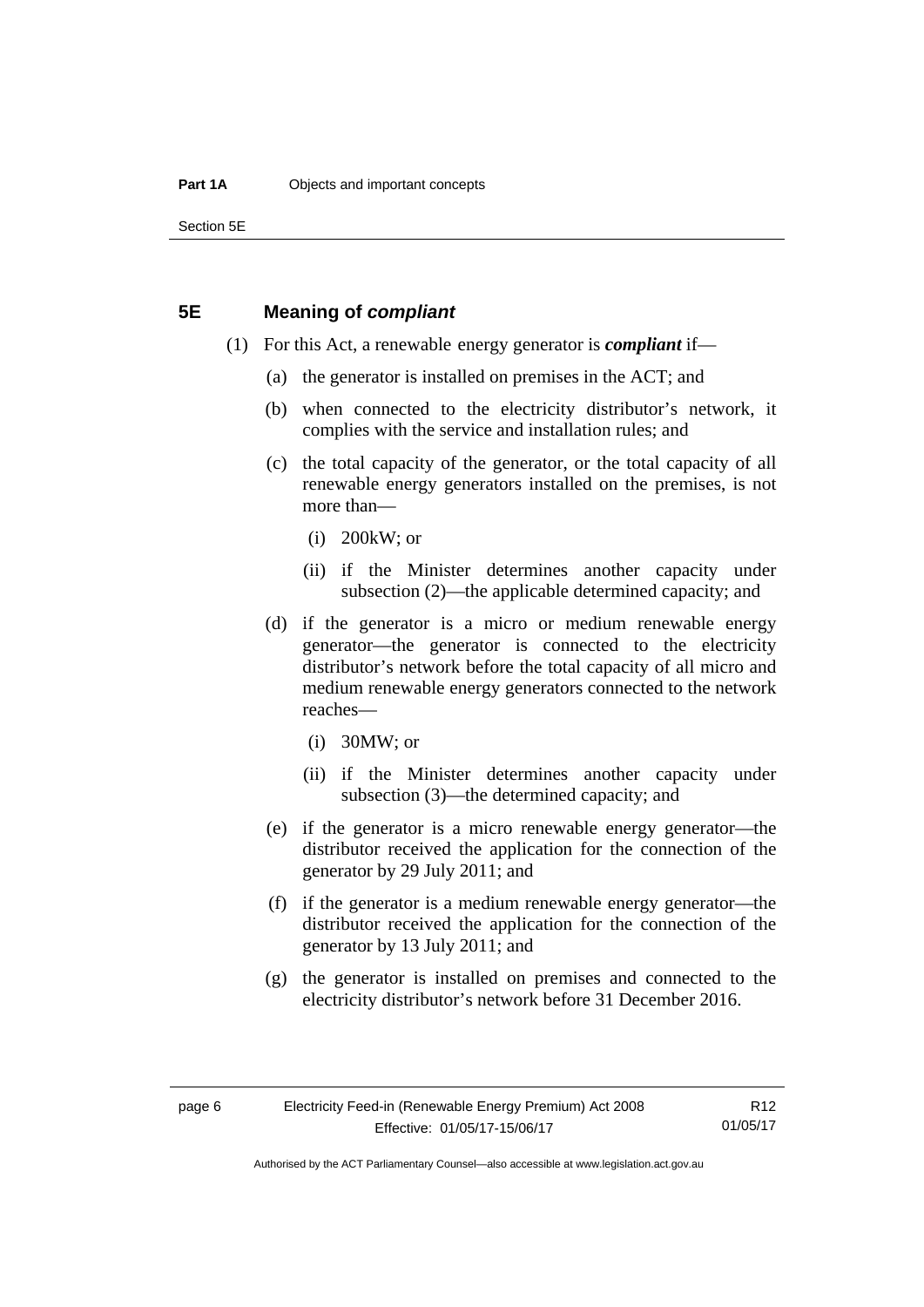## 5E Meaning of ***compliant***

(1) For this Act, a renewable energy generator is ***compliant*** if—

(a) the generator is installed on premises in the ACT; and

(b) when connected to the electricity distributor's network, it complies with the service and installation rules; and

(c) the total capacity of the generator, or the total capacity of all renewable energy generators installed on the premises, is not more than—

(i) 200kW; or

(ii) if the Minister determines another capacity under subsection (2)—the applicable determined capacity; and

(d) if the generator is a micro or medium renewable energy generator—the generator is connected to the electricity distributor's network before the total capacity of all micro and medium renewable energy generators connected to the network reaches—

(i) 30MW; or

(ii) if the Minister determines another capacity under subsection (3)—the determined capacity; and

(e) if the generator is a micro renewable energy generator—the distributor received the application for the connection of the generator by 29 July 2011; and

(f) if the generator is a medium renewable energy generator—the distributor received the application for the connection of the generator by 13 July 2011; and

(g) the generator is installed on premises and connected to the electricity distributor's network before 31 December 2016.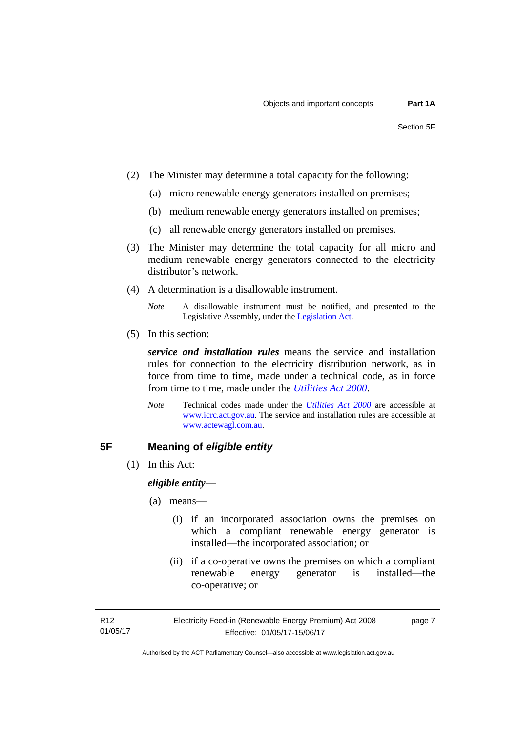(2) The Minister may determine a total capacity for the following:

(a) micro renewable energy generators installed on premises;

(b) medium renewable energy generators installed on premises;

(c) all renewable energy generators installed on premises.

(3) The Minister may determine the total capacity for all micro and medium renewable energy generators connected to the electricity distributor's network.

(4) A determination is a disallowable instrument.

*Note* A disallowable instrument must be notified, and presented to the Legislative Assembly, under the Legislation Act.

(5) In this section:

***service and installation rules*** means the service and installation rules for connection to the electricity distribution network, as in force from time to time, made under a technical code, as in force from time to time, made under the *Utilities Act 2000*.

*Note* Technical codes made under the *Utilities Act 2000* are accessible at www.icrc.act.gov.au. The service and installation rules are accessible at www.actewagl.com.au.

## 5F Meaning of *eligible entity*

(1) In this Act:

***eligible entity***—

(a) means—

(i) if an incorporated association owns the premises on which a compliant renewable energy generator is installed—the incorporated association; or

(ii) if a co-operative owns the premises on which a compliant renewable energy generator is installed—the co-operative; or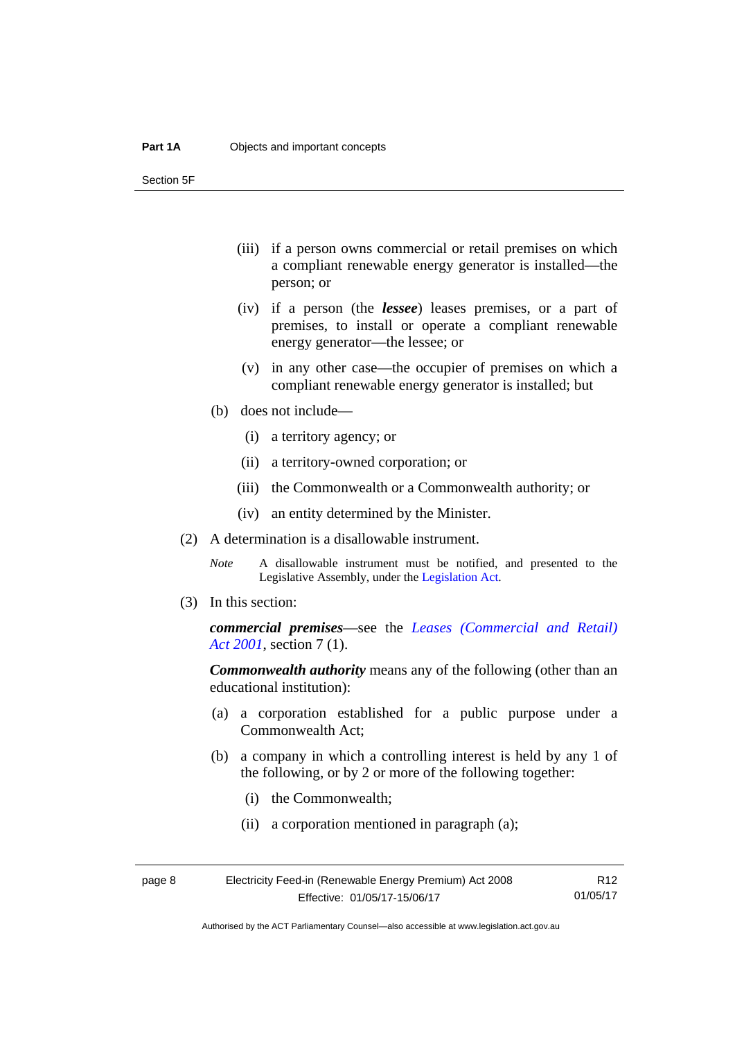(iii) if a person owns commercial or retail premises on which a compliant renewable energy generator is installed—the person; or

(iv) if a person (the ***lessee***) leases premises, or a part of premises, to install or operate a compliant renewable energy generator—the lessee; or

(v) in any other case—the occupier of premises on which a compliant renewable energy generator is installed; but

(b) does not include—

(i) a territory agency; or

(ii) a territory-owned corporation; or

(iii) the Commonwealth or a Commonwealth authority; or

(iv) an entity determined by the Minister.

(2) A determination is a disallowable instrument.

*Note* A disallowable instrument must be notified, and presented to the Legislative Assembly, under the Legislation Act.

(3) In this section:

***commercial premises***—see the *Leases (Commercial and Retail) Act 2001*, section 7 (1).

***Commonwealth authority*** means any of the following (other than an educational institution):

(a) a corporation established for a public purpose under a Commonwealth Act;

(b) a company in which a controlling interest is held by any 1 of the following, or by 2 or more of the following together:

(i) the Commonwealth;

(ii) a corporation mentioned in paragraph (a);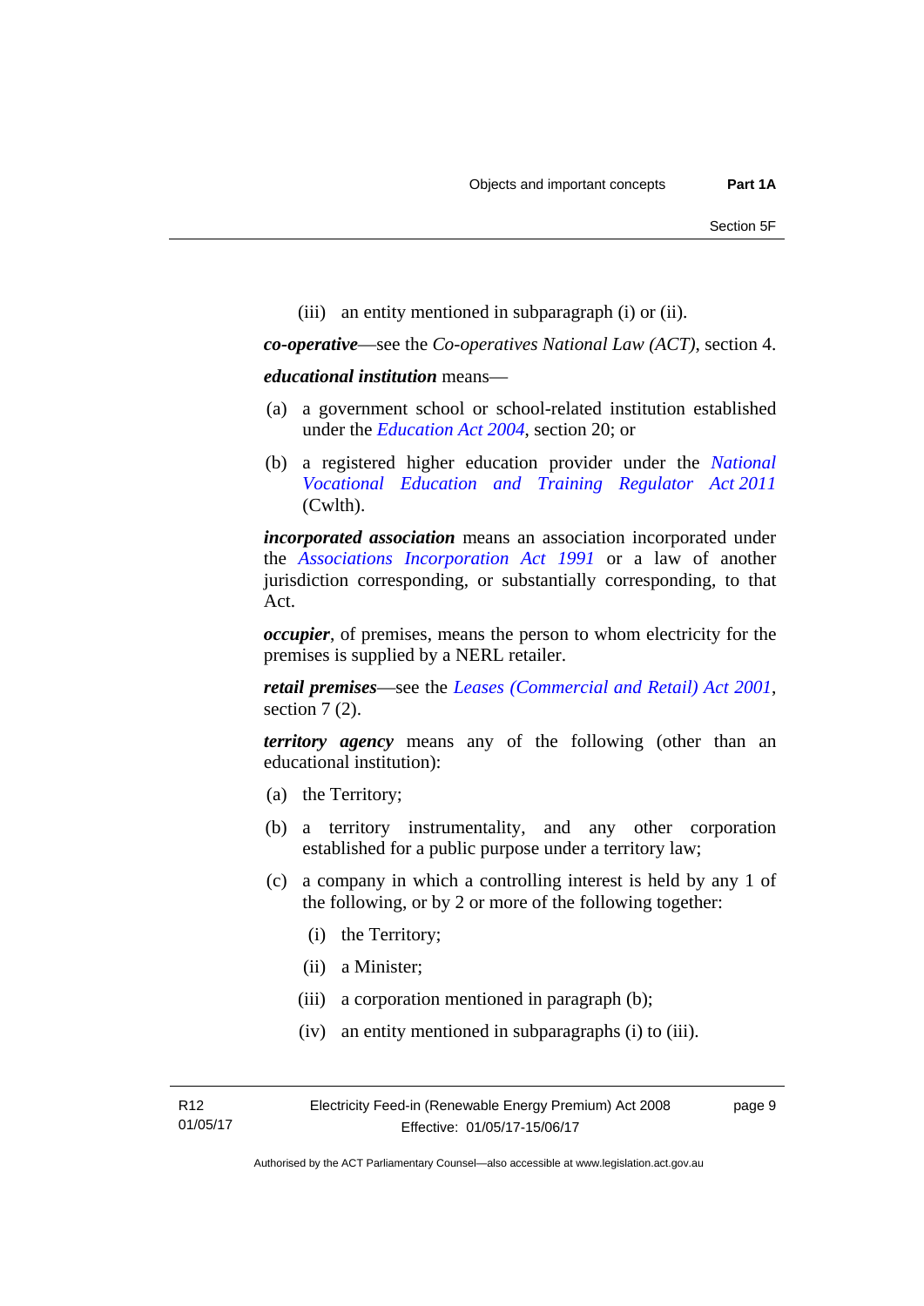(iii) an entity mentioned in subparagraph (i) or (ii).

***co-operative***—see the *Co-operatives National Law (ACT)*, section 4.

***educational institution*** means—

(a) a government school or school-related institution established under the *Education Act 2004*, section 20; or

(b) a registered higher education provider under the *National Vocational Education and Training Regulator Act 2011* (Cwlth).

***incorporated association*** means an association incorporated under the *Associations Incorporation Act 1991* or a law of another jurisdiction corresponding, or substantially corresponding, to that Act.

***occupier***, of premises, means the person to whom electricity for the premises is supplied by a NERL retailer.

***retail premises***—see the *Leases (Commercial and Retail) Act 2001*, section 7 (2).

***territory agency*** means any of the following (other than an educational institution):

(a) the Territory;

(b) a territory instrumentality, and any other corporation established for a public purpose under a territory law;

(c) a company in which a controlling interest is held by any 1 of the following, or by 2 or more of the following together:

  (i) the Territory;

  (ii) a Minister;

  (iii) a corporation mentioned in paragraph (b);

  (iv) an entity mentioned in subparagraphs (i) to (iii).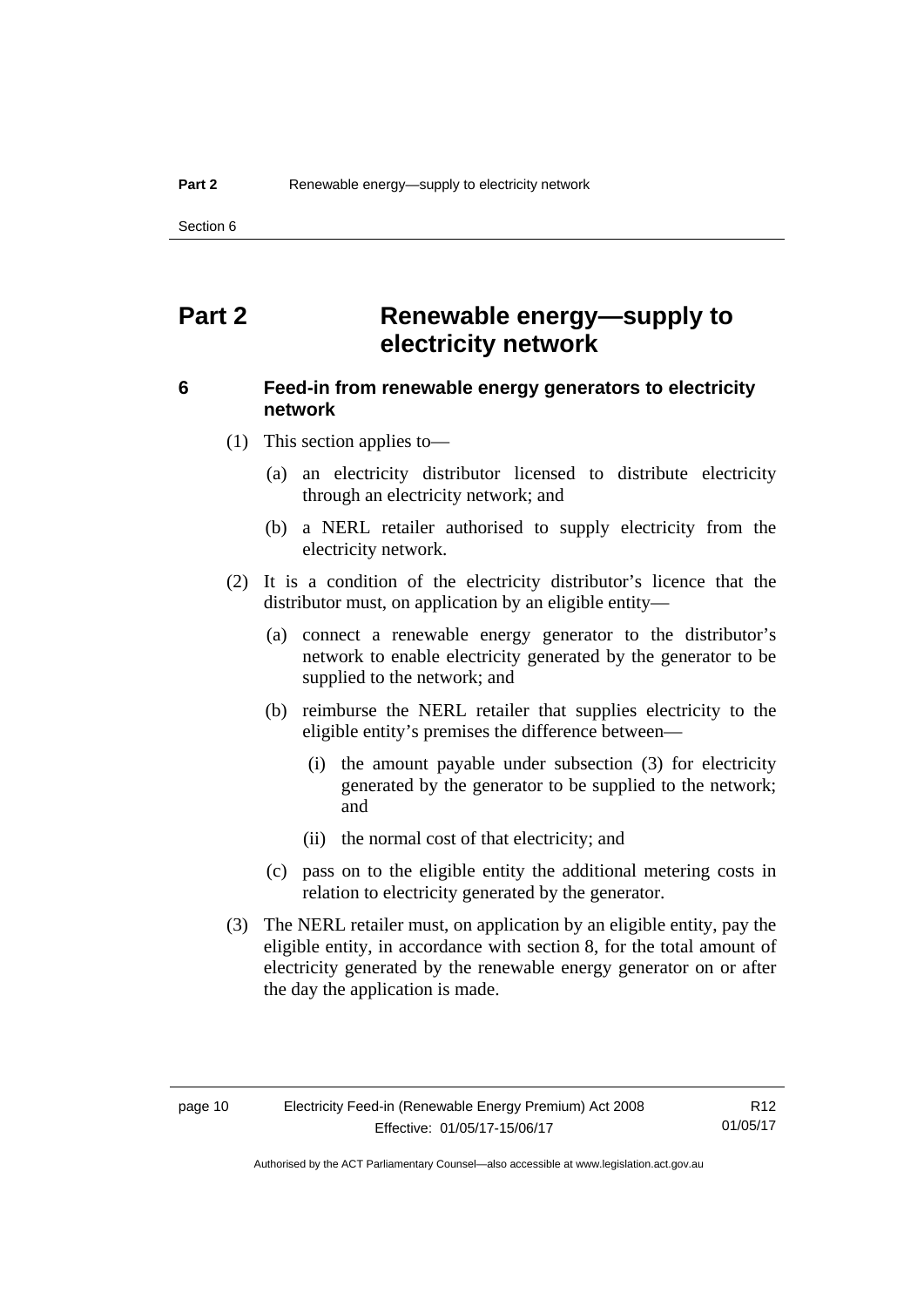# Part 2 Renewable energy—supply to electricity network

## 6 Feed-in from renewable energy generators to electricity network

(1) This section applies to—

(a) an electricity distributor licensed to distribute electricity through an electricity network; and

(b) a NERL retailer authorised to supply electricity from the electricity network.

(2) It is a condition of the electricity distributor's licence that the distributor must, on application by an eligible entity—

(a) connect a renewable energy generator to the distributor's network to enable electricity generated by the generator to be supplied to the network; and

(b) reimburse the NERL retailer that supplies electricity to the eligible entity's premises the difference between—

(i) the amount payable under subsection (3) for electricity generated by the generator to be supplied to the network; and

(ii) the normal cost of that electricity; and

(c) pass on to the eligible entity the additional metering costs in relation to electricity generated by the generator.

(3) The NERL retailer must, on application by an eligible entity, pay the eligible entity, in accordance with section 8, for the total amount of electricity generated by the renewable energy generator on or after the day the application is made.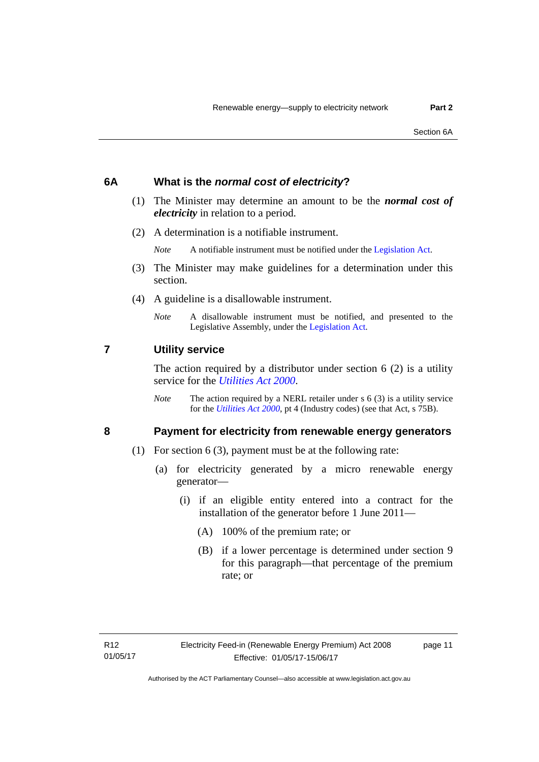### 6A What is the *normal cost of electricity*?

(1) The Minister may determine an amount to be the ***normal cost of electricity*** in relation to a period.

(2) A determination is a notifiable instrument.

*Note* A notifiable instrument must be notified under the Legislation Act.

(3) The Minister may make guidelines for a determination under this section.

(4) A guideline is a disallowable instrument.

*Note* A disallowable instrument must be notified, and presented to the Legislative Assembly, under the Legislation Act.

### 7 Utility service

The action required by a distributor under section 6 (2) is a utility service for the *Utilities Act 2000*.

*Note* The action required by a NERL retailer under s 6 (3) is a utility service for the *Utilities Act 2000*, pt 4 (Industry codes) (see that Act, s 75B).

### 8 Payment for electricity from renewable energy generators

(1) For section 6 (3), payment must be at the following rate:

(a) for electricity generated by a micro renewable energy generator—

(i) if an eligible entity entered into a contract for the installation of the generator before 1 June 2011—

(A) 100% of the premium rate; or

(B) if a lower percentage is determined under section 9 for this paragraph—that percentage of the premium rate; or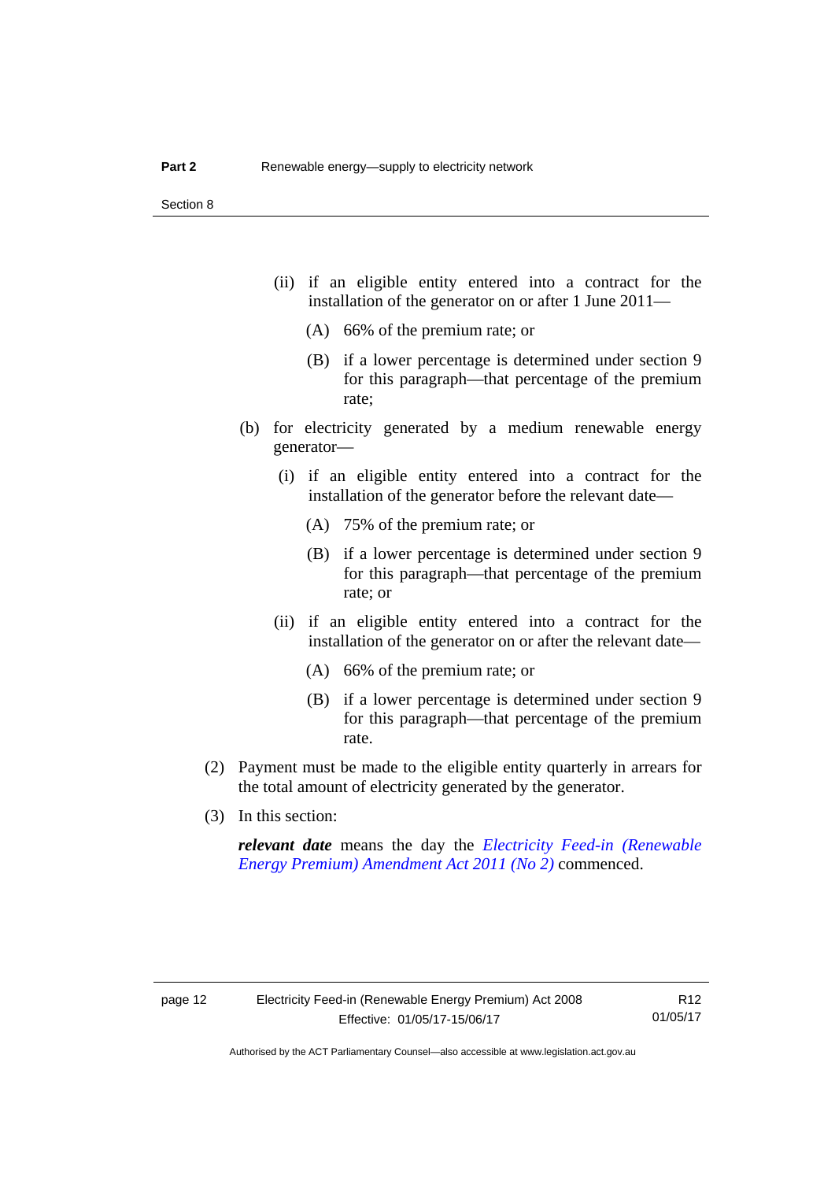(ii) if an eligible entity entered into a contract for the installation of the generator on or after 1 June 2011—

(A) 66% of the premium rate; or

(B) if a lower percentage is determined under section 9 for this paragraph—that percentage of the premium rate;

(b) for electricity generated by a medium renewable energy generator—

(i) if an eligible entity entered into a contract for the installation of the generator before the relevant date—

(A) 75% of the premium rate; or

(B) if a lower percentage is determined under section 9 for this paragraph—that percentage of the premium rate; or

(ii) if an eligible entity entered into a contract for the installation of the generator on or after the relevant date—

(A) 66% of the premium rate; or

(B) if a lower percentage is determined under section 9 for this paragraph—that percentage of the premium rate.

(2) Payment must be made to the eligible entity quarterly in arrears for the total amount of electricity generated by the generator.

(3) In this section:

***relevant date*** means the day the *Electricity Feed-in (Renewable Energy Premium) Amendment Act 2011 (No 2)* commenced.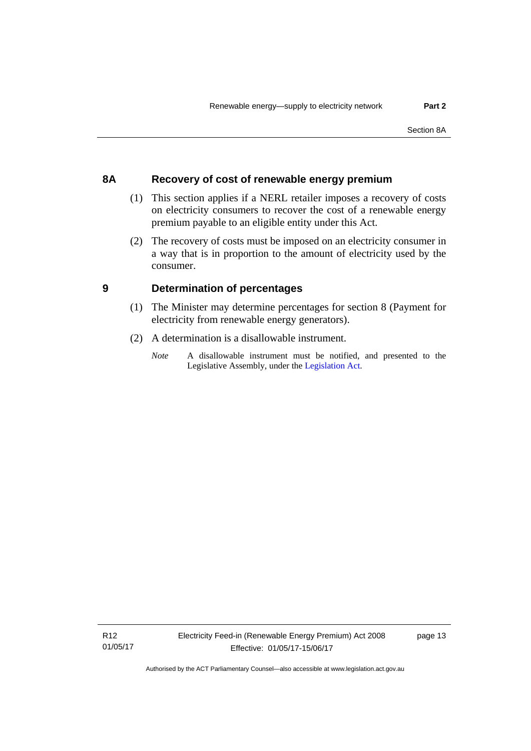## 8A Recovery of cost of renewable energy premium

(1) This section applies if a NERL retailer imposes a recovery of costs on electricity consumers to recover the cost of a renewable energy premium payable to an eligible entity under this Act.

(2) The recovery of costs must be imposed on an electricity consumer in a way that is in proportion to the amount of electricity used by the consumer.

## 9 Determination of percentages

(1) The Minister may determine percentages for section 8 (Payment for electricity from renewable energy generators).

(2) A determination is a disallowable instrument.

*Note* A disallowable instrument must be notified, and presented to the Legislative Assembly, under the Legislation Act.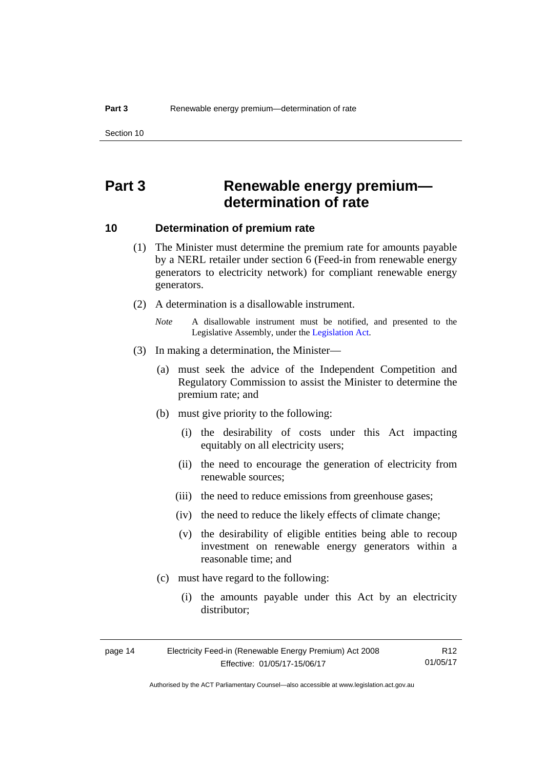# Part 3 Renewable energy premium—determination of rate

## 10 Determination of premium rate

(1) The Minister must determine the premium rate for amounts payable by a NERL retailer under section 6 (Feed-in from renewable energy generators to electricity network) for compliant renewable energy generators.

(2) A determination is a disallowable instrument.

*Note* A disallowable instrument must be notified, and presented to the Legislative Assembly, under the Legislation Act.

(3) In making a determination, the Minister—

(a) must seek the advice of the Independent Competition and Regulatory Commission to assist the Minister to determine the premium rate; and

(b) must give priority to the following:

(i) the desirability of costs under this Act impacting equitably on all electricity users;

(ii) the need to encourage the generation of electricity from renewable sources;

(iii) the need to reduce emissions from greenhouse gases;

(iv) the need to reduce the likely effects of climate change;

(v) the desirability of eligible entities being able to recoup investment on renewable energy generators within a reasonable time; and

(c) must have regard to the following:

(i) the amounts payable under this Act by an electricity distributor;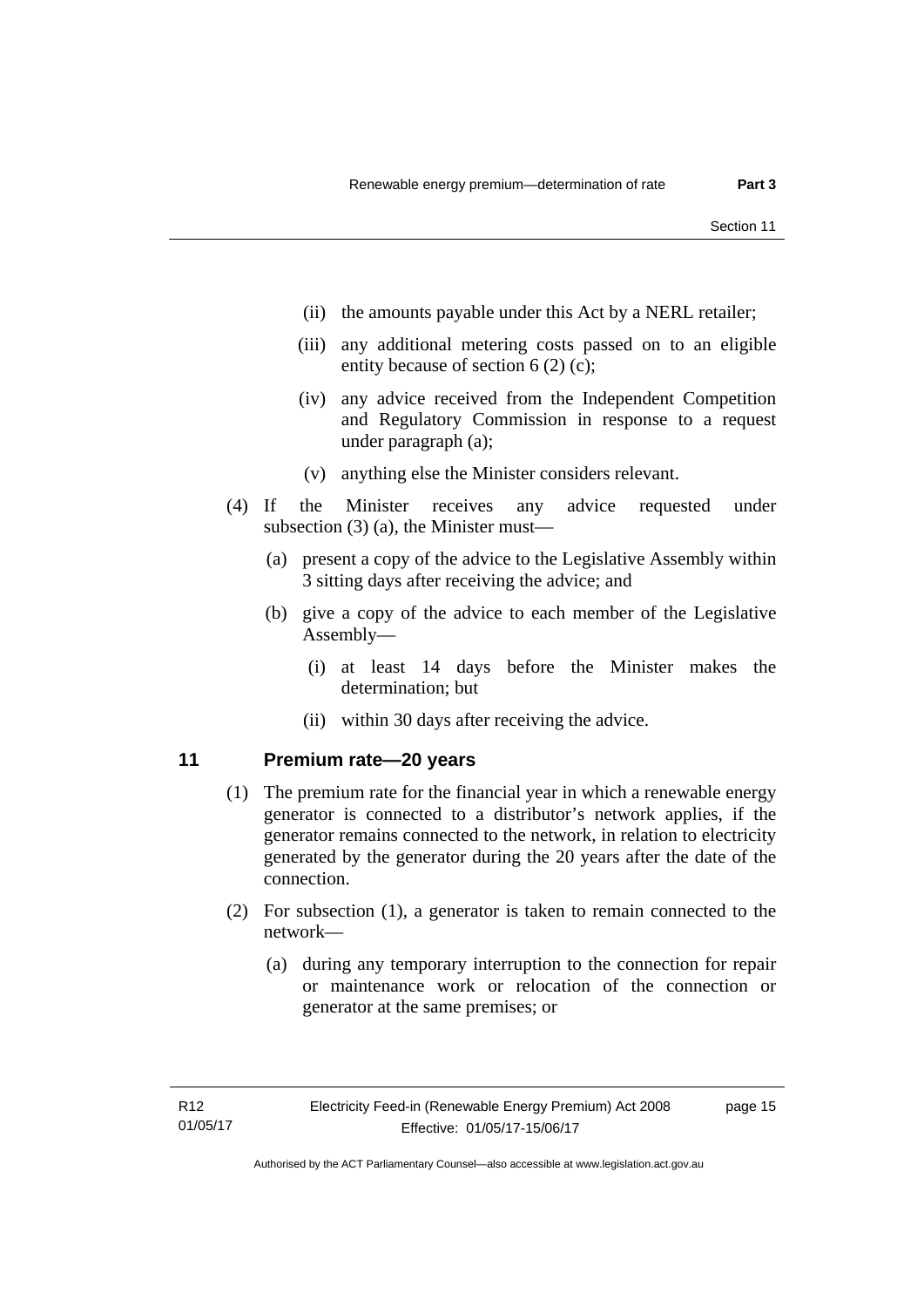(ii) the amounts payable under this Act by a NERL retailer;

(iii) any additional metering costs passed on to an eligible entity because of section 6 (2) (c);

(iv) any advice received from the Independent Competition and Regulatory Commission in response to a request under paragraph (a);

(v) anything else the Minister considers relevant.

(4) If the Minister receives any advice requested under subsection (3) (a), the Minister must—

(a) present a copy of the advice to the Legislative Assembly within 3 sitting days after receiving the advice; and

(b) give a copy of the advice to each member of the Legislative Assembly—

(i) at least 14 days before the Minister makes the determination; but

(ii) within 30 days after receiving the advice.

### 11 Premium rate—20 years

(1) The premium rate for the financial year in which a renewable energy generator is connected to a distributor's network applies, if the generator remains connected to the network, in relation to electricity generated by the generator during the 20 years after the date of the connection.

(2) For subsection (1), a generator is taken to remain connected to the network—

(a) during any temporary interruption to the connection for repair or maintenance work or relocation of the connection or generator at the same premises; or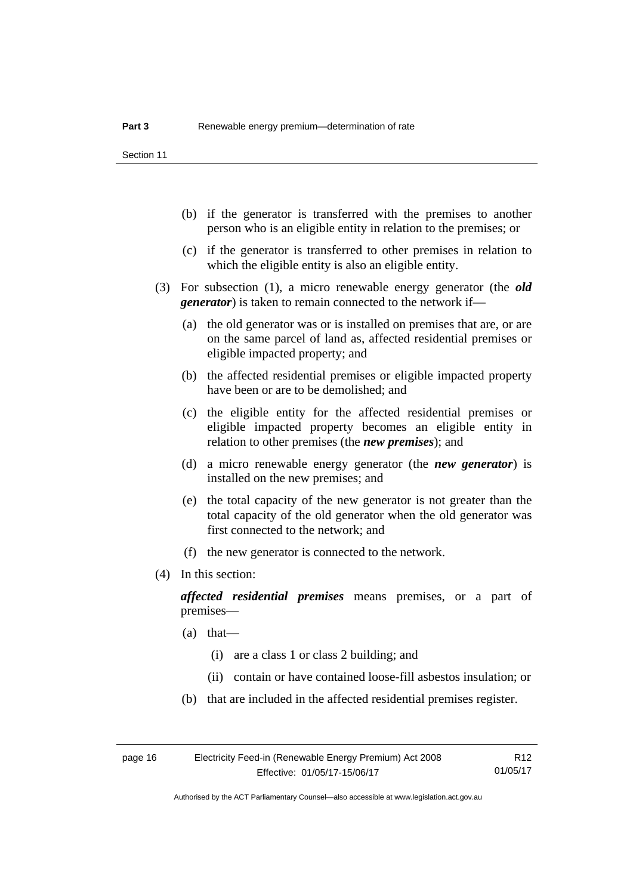(b) if the generator is transferred with the premises to another person who is an eligible entity in relation to the premises; or

(c) if the generator is transferred to other premises in relation to which the eligible entity is also an eligible entity.

(3) For subsection (1), a micro renewable energy generator (the ***old generator***) is taken to remain connected to the network if—

(a) the old generator was or is installed on premises that are, or are on the same parcel of land as, affected residential premises or eligible impacted property; and

(b) the affected residential premises or eligible impacted property have been or are to be demolished; and

(c) the eligible entity for the affected residential premises or eligible impacted property becomes an eligible entity in relation to other premises (the ***new premises***); and

(d) a micro renewable energy generator (the ***new generator***) is installed on the new premises; and

(e) the total capacity of the new generator is not greater than the total capacity of the old generator when the old generator was first connected to the network; and

(f) the new generator is connected to the network.

(4) In this section:

***affected residential premises*** means premises, or a part of premises—

(a) that—

(i) are a class 1 or class 2 building; and

(ii) contain or have contained loose-fill asbestos insulation; or

(b) that are included in the affected residential premises register.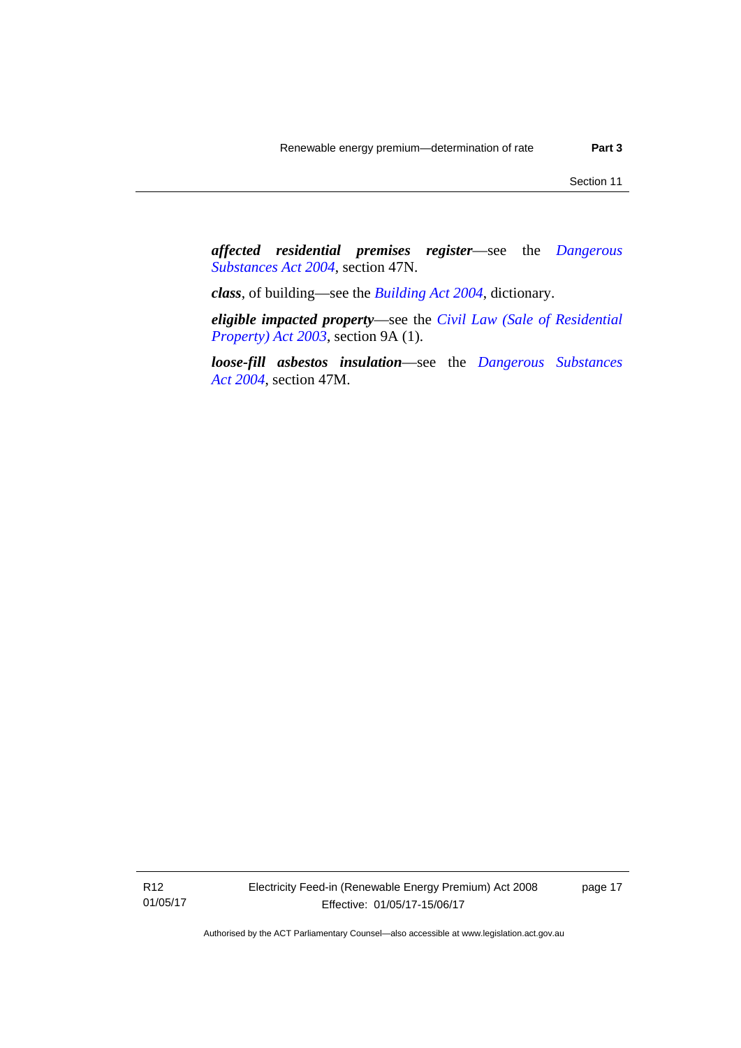***affected residential premises register***—see the *Dangerous Substances Act 2004*, section 47N.

***class***, of building—see the *Building Act 2004*, dictionary.

***eligible impacted property***—see the *Civil Law (Sale of Residential Property) Act 2003*, section 9A (1).

***loose-fill asbestos insulation***—see the *Dangerous Substances Act 2004*, section 47M.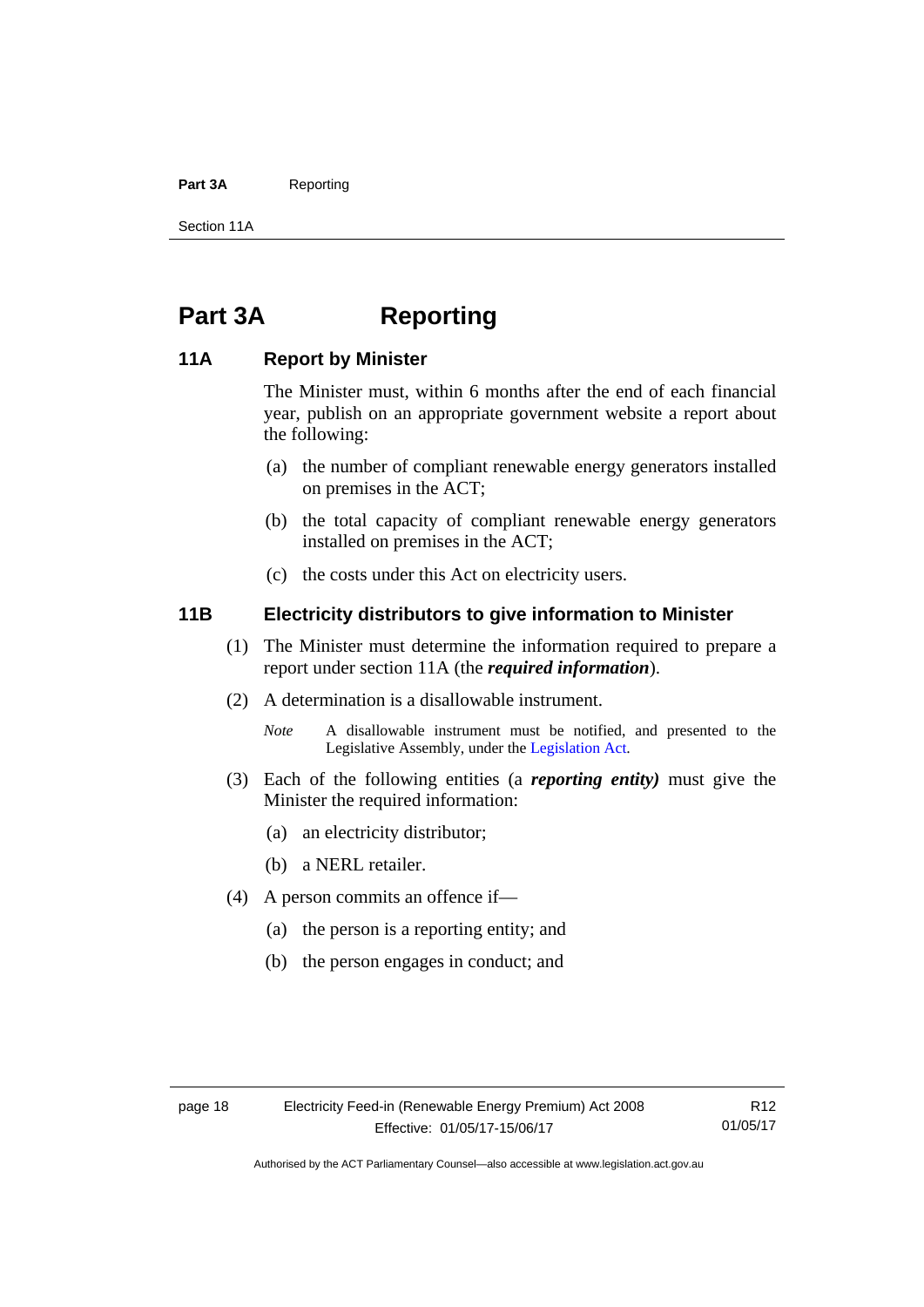# Part 3A Reporting

## 11A Report by Minister

The Minister must, within 6 months after the end of each financial year, publish on an appropriate government website a report about the following:

(a) the number of compliant renewable energy generators installed on premises in the ACT;

(b) the total capacity of compliant renewable energy generators installed on premises in the ACT;

(c) the costs under this Act on electricity users.

## 11B Electricity distributors to give information to Minister

(1) The Minister must determine the information required to prepare a report under section 11A (the ***required information***).

(2) A determination is a disallowable instrument.

*Note* A disallowable instrument must be notified, and presented to the Legislative Assembly, under the Legislation Act.

(3) Each of the following entities (a ***reporting entity)*** must give the Minister the required information:

(a) an electricity distributor;

(b) a NERL retailer.

(4) A person commits an offence if—

(a) the person is a reporting entity; and

(b) the person engages in conduct; and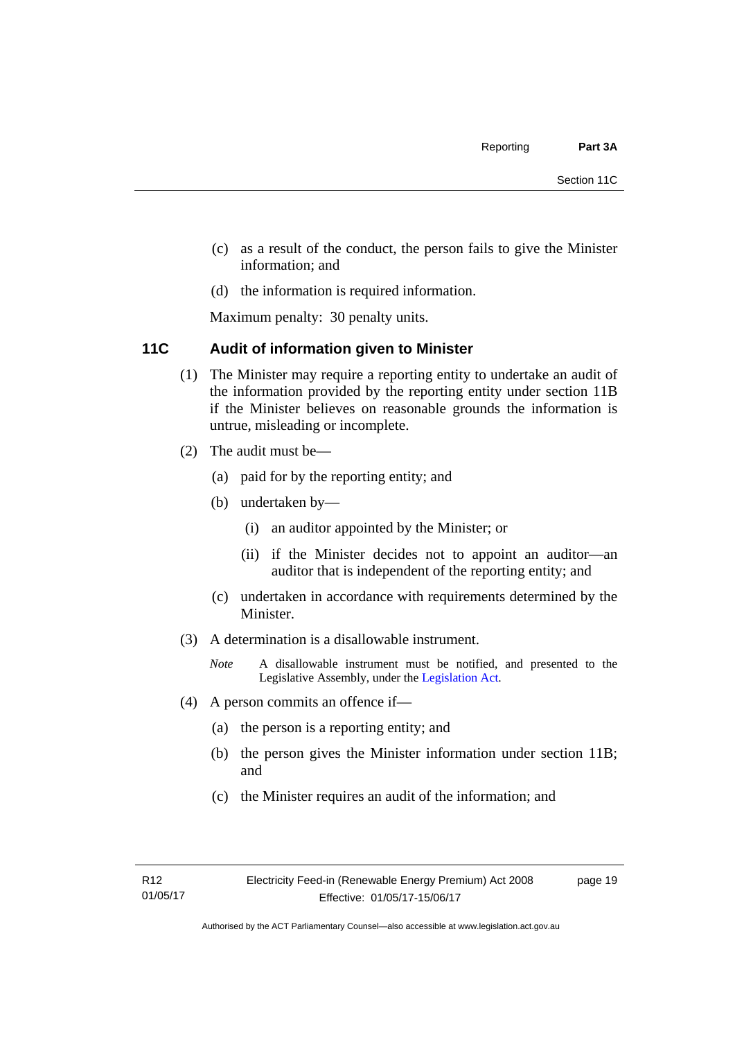(c) as a result of the conduct, the person fails to give the Minister information; and

(d) the information is required information.

Maximum penalty: 30 penalty units.

### 11C Audit of information given to Minister

(1) The Minister may require a reporting entity to undertake an audit of the information provided by the reporting entity under section 11B if the Minister believes on reasonable grounds the information is untrue, misleading or incomplete.

(2) The audit must be—

(a) paid for by the reporting entity; and

(b) undertaken by—

(i) an auditor appointed by the Minister; or

(ii) if the Minister decides not to appoint an auditor—an auditor that is independent of the reporting entity; and

(c) undertaken in accordance with requirements determined by the Minister.

(3) A determination is a disallowable instrument.

*Note* A disallowable instrument must be notified, and presented to the Legislative Assembly, under the Legislation Act.

(4) A person commits an offence if—

(a) the person is a reporting entity; and

(b) the person gives the Minister information under section 11B; and

(c) the Minister requires an audit of the information; and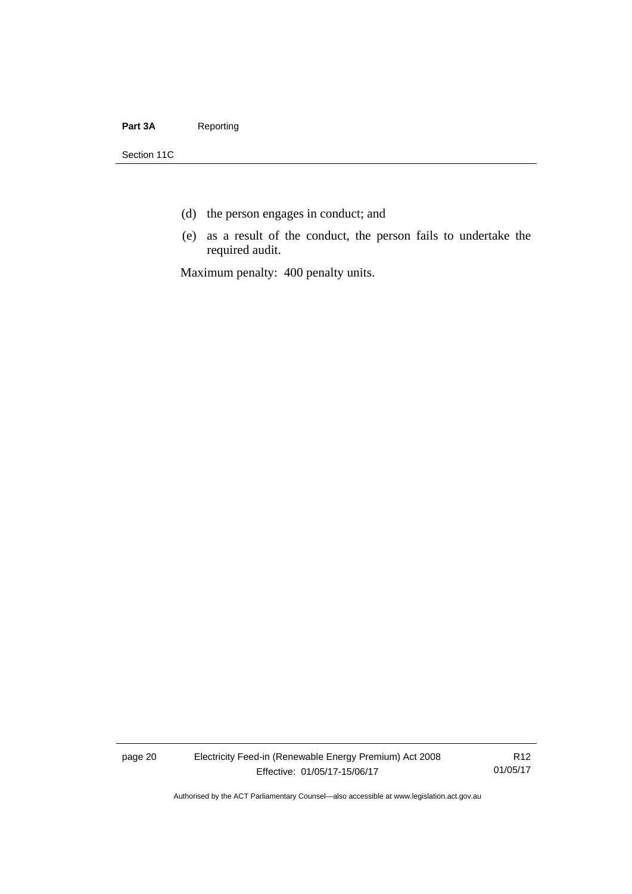(d) the person engages in conduct; and

(e) as a result of the conduct, the person fails to undertake the required audit.

Maximum penalty: 400 penalty units.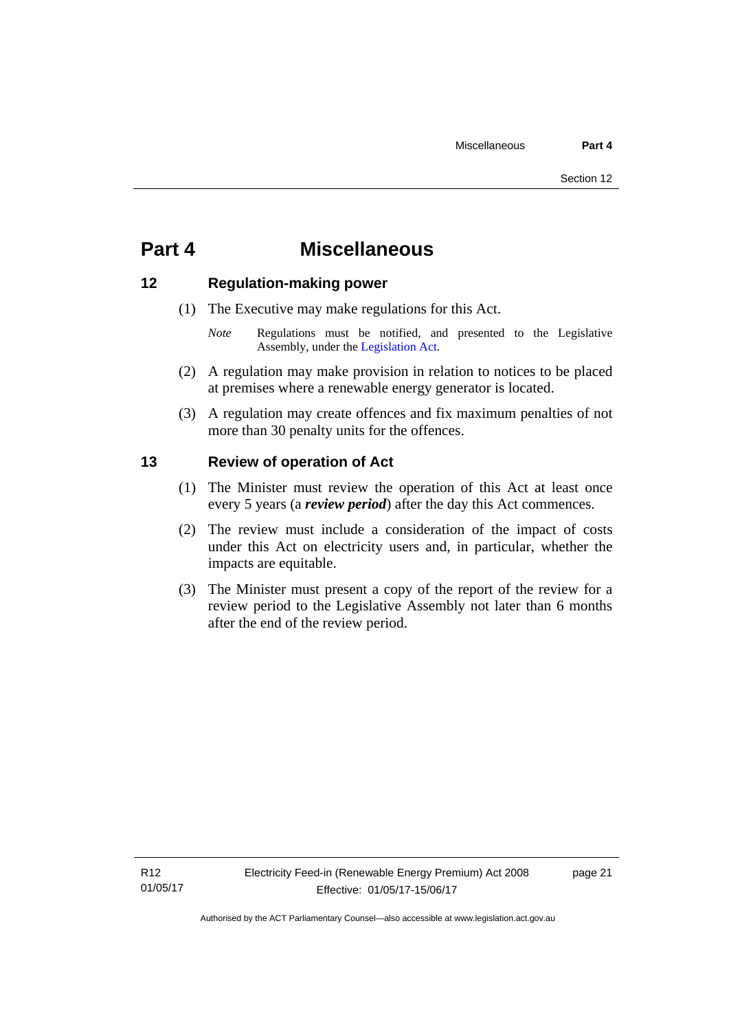# Part 4 Miscellaneous

## 12 Regulation-making power

(1) The Executive may make regulations for this Act.

*Note* Regulations must be notified, and presented to the Legislative Assembly, under the Legislation Act.

(2) A regulation may make provision in relation to notices to be placed at premises where a renewable energy generator is located.

(3) A regulation may create offences and fix maximum penalties of not more than 30 penalty units for the offences.

## 13 Review of operation of Act

(1) The Minister must review the operation of this Act at least once every 5 years (a ***review period***) after the day this Act commences.

(2) The review must include a consideration of the impact of costs under this Act on electricity users and, in particular, whether the impacts are equitable.

(3) The Minister must present a copy of the report of the review for a review period to the Legislative Assembly not later than 6 months after the end of the review period.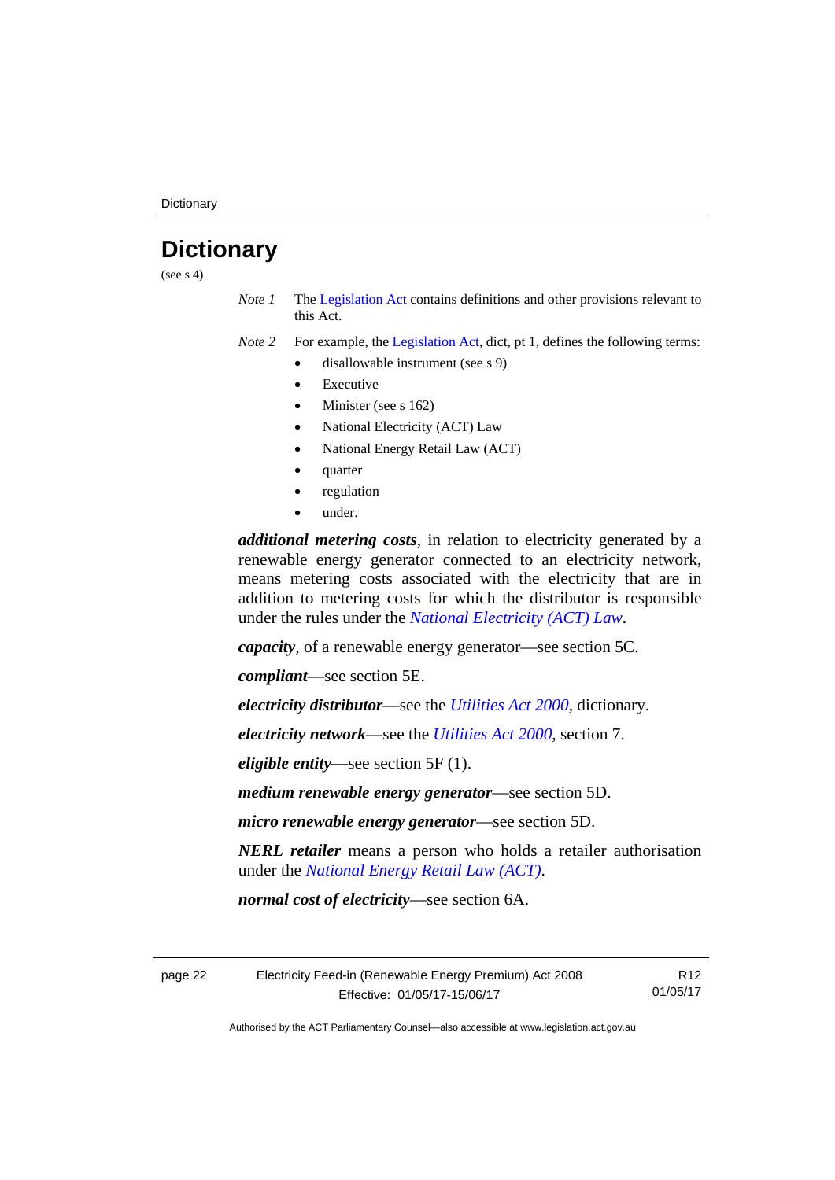# Dictionary

(see s 4)

*Note 1* The Legislation Act contains definitions and other provisions relevant to this Act.

*Note 2* For example, the Legislation Act, dict, pt 1, defines the following terms:

- disallowable instrument (see s 9)
- Executive
- Minister (see s 162)
- National Electricity (ACT) Law
- National Energy Retail Law (ACT)
- quarter
- regulation
- under.

***additional metering costs***, in relation to electricity generated by a renewable energy generator connected to an electricity network, means metering costs associated with the electricity that are in addition to metering costs for which the distributor is responsible under the rules under the *National Electricity (ACT) Law*.

***capacity***, of a renewable energy generator—see section 5C.

***compliant***—see section 5E.

***electricity distributor***—see the *Utilities Act 2000*, dictionary.

***electricity network***—see the *Utilities Act 2000*, section 7.

***eligible entity***—see section 5F (1).

***medium renewable energy generator***—see section 5D.

***micro renewable energy generator***—see section 5D.

***NERL retailer*** means a person who holds a retailer authorisation under the *National Energy Retail Law (ACT)*.

***normal cost of electricity***—see section 6A.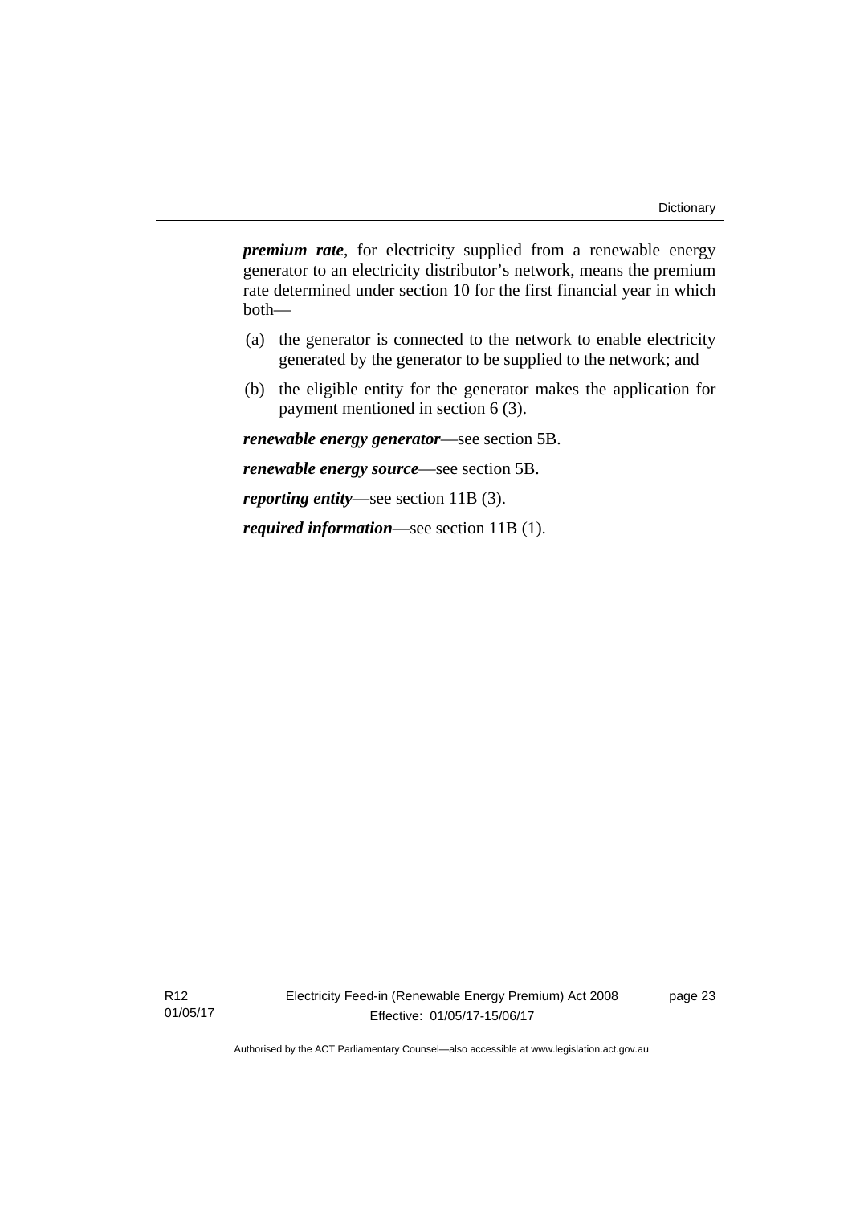***premium rate***, for electricity supplied from a renewable energy generator to an electricity distributor's network, means the premium rate determined under section 10 for the first financial year in which both—

(a) the generator is connected to the network to enable electricity generated by the generator to be supplied to the network; and

(b) the eligible entity for the generator makes the application for payment mentioned in section 6 (3).

***renewable energy generator***—see section 5B.

***renewable energy source***—see section 5B.

***reporting entity***—see section 11B (3).

***required information***—see section 11B (1).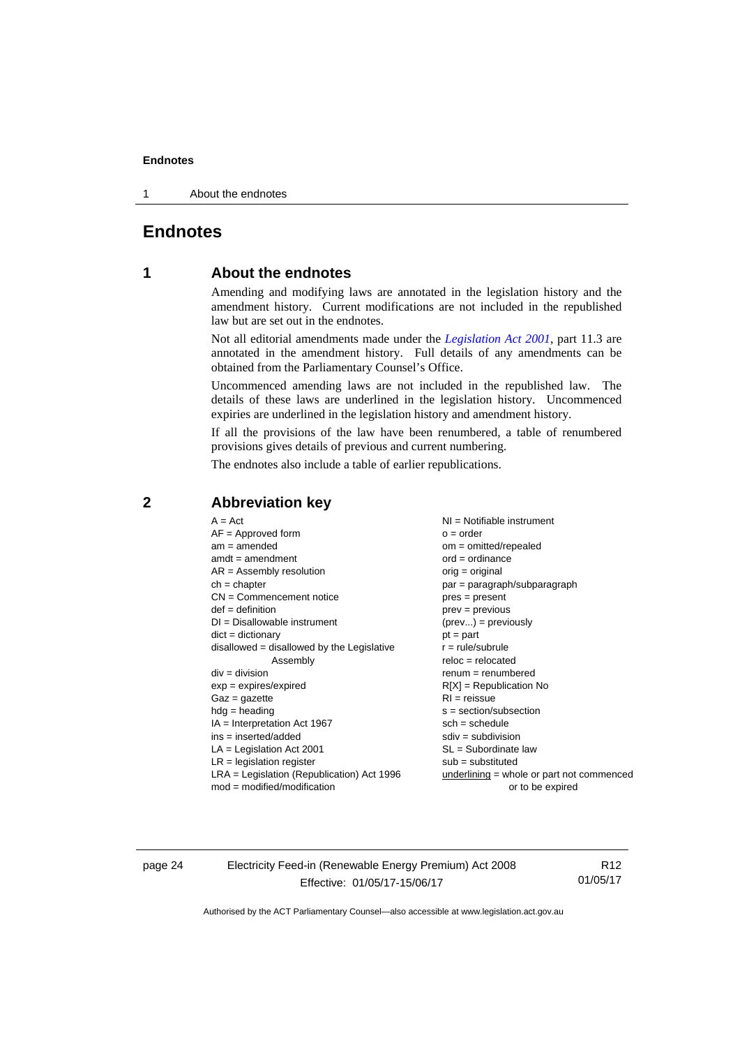# Endnotes

## 1 About the endnotes

Amending and modifying laws are annotated in the legislation history and the amendment history. Current modifications are not included in the republished law but are set out in the endnotes.

Not all editorial amendments made under the *Legislation Act 2001*, part 11.3 are annotated in the amendment history. Full details of any amendments can be obtained from the Parliamentary Counsel's Office.

Uncommenced amending laws are not included in the republished law. The details of these laws are underlined in the legislation history. Uncommenced expiries are underlined in the legislation history and amendment history.

If all the provisions of the law have been renumbered, a table of renumbered provisions gives details of previous and current numbering.

The endnotes also include a table of earlier republications.

## 2 Abbreviation key

A = Act
AF = Approved form
am = amended
amdt = amendment
AR = Assembly resolution
ch = chapter
CN = Commencement notice
def = definition
DI = Disallowable instrument
dict = dictionary
disallowed = disallowed by the Legislative Assembly
div = division
exp = expires/expired
Gaz = gazette
hdg = heading
IA = Interpretation Act 1967
ins = inserted/added
LA = Legislation Act 2001
LR = legislation register
LRA = Legislation (Republication) Act 1996
mod = modified/modification
NI = Notifiable instrument
o = order
om = omitted/repealed
ord = ordinance
orig = original
par = paragraph/subparagraph
pres = present
prev = previous
(prev...) = previously
pt = part
r = rule/subrule
reloc = relocated
renum = renumbered
R[X] = Republication No
RI = reissue
s = section/subsection
sch = schedule
sdiv = subdivision
SL = Subordinate law
sub = substituted
underlining = whole or part not commenced or to be expired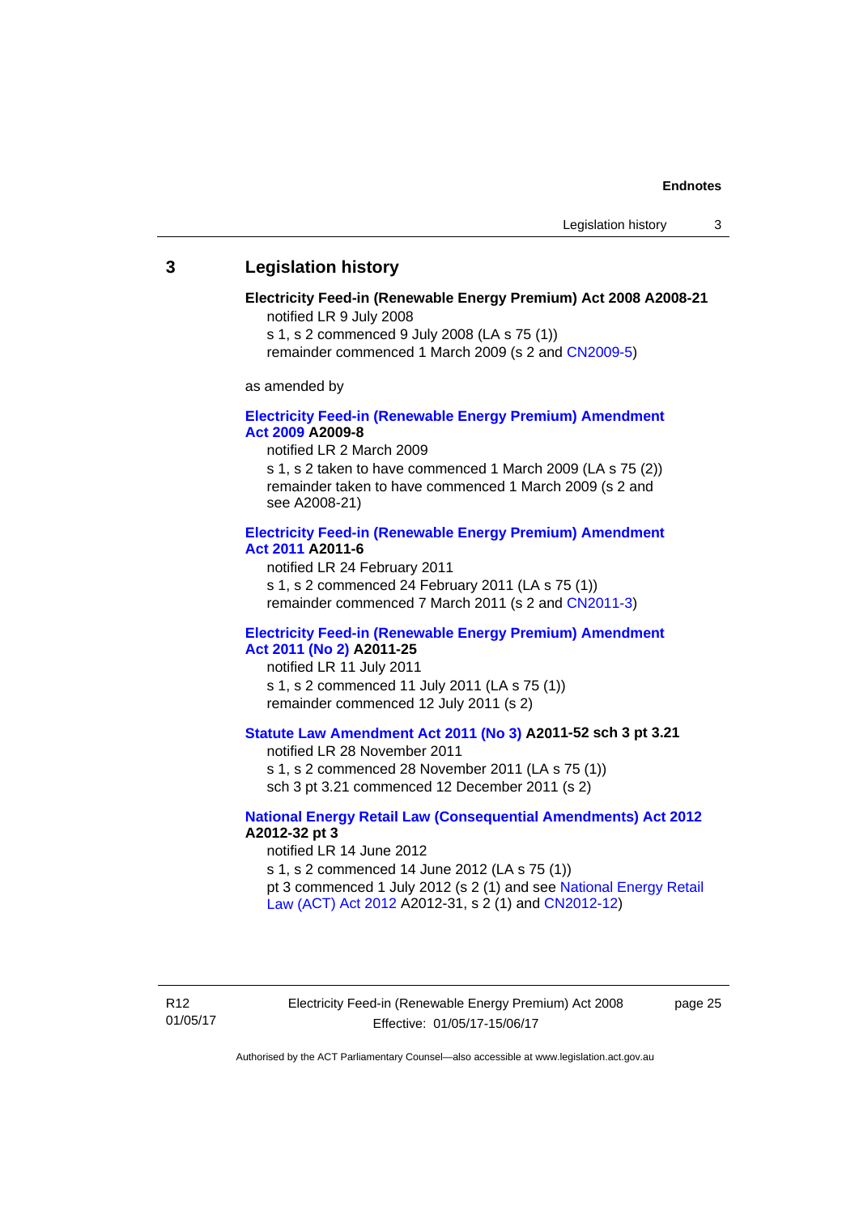## 3 Legislation history

**Electricity Feed-in (Renewable Energy Premium) Act 2008 A2008-21**

notified LR 9 July 2008

s 1, s 2 commenced 9 July 2008 (LA s 75 (1))

remainder commenced 1 March 2009 (s 2 and CN2009-5)

as amended by

**Electricity Feed-in (Renewable Energy Premium) Amendment Act 2009 A2009-8**

notified LR 2 March 2009

s 1, s 2 taken to have commenced 1 March 2009 (LA s 75 (2))

remainder taken to have commenced 1 March 2009 (s 2 and see A2008-21)

**Electricity Feed-in (Renewable Energy Premium) Amendment Act 2011 A2011-6**

notified LR 24 February 2011

s 1, s 2 commenced 24 February 2011 (LA s 75 (1))

remainder commenced 7 March 2011 (s 2 and CN2011-3)

**Electricity Feed-in (Renewable Energy Premium) Amendment Act 2011 (No 2) A2011-25**

notified LR 11 July 2011

s 1, s 2 commenced 11 July 2011 (LA s 75 (1))

remainder commenced 12 July 2011 (s 2)

**Statute Law Amendment Act 2011 (No 3) A2011-52 sch 3 pt 3.21**

notified LR 28 November 2011

s 1, s 2 commenced 28 November 2011 (LA s 75 (1))

sch 3 pt 3.21 commenced 12 December 2011 (s 2)

**National Energy Retail Law (Consequential Amendments) Act 2012 A2012-32 pt 3**

notified LR 14 June 2012

s 1, s 2 commenced 14 June 2012 (LA s 75 (1))

pt 3 commenced 1 July 2012 (s 2 (1) and see National Energy Retail Law (ACT) Act 2012 A2012-31, s 2 (1) and CN2012-12)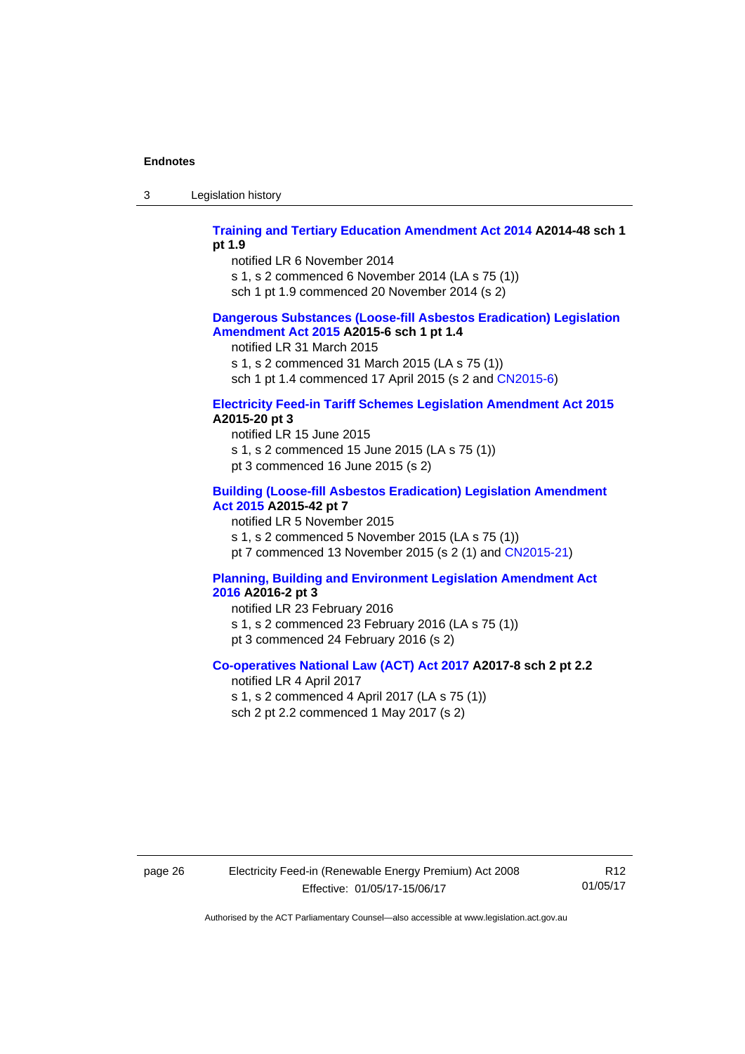**Training and Tertiary Education Amendment Act 2014 A2014-48 sch 1 pt 1.9**

notified LR 6 November 2014
s 1, s 2 commenced 6 November 2014 (LA s 75 (1))
sch 1 pt 1.9 commenced 20 November 2014 (s 2)

**Dangerous Substances (Loose-fill Asbestos Eradication) Legislation Amendment Act 2015 A2015-6 sch 1 pt 1.4**

notified LR 31 March 2015
s 1, s 2 commenced 31 March 2015 (LA s 75 (1))
sch 1 pt 1.4 commenced 17 April 2015 (s 2 and CN2015-6)

**Electricity Feed-in Tariff Schemes Legislation Amendment Act 2015 A2015-20 pt 3**

notified LR 15 June 2015
s 1, s 2 commenced 15 June 2015 (LA s 75 (1))
pt 3 commenced 16 June 2015 (s 2)

**Building (Loose-fill Asbestos Eradication) Legislation Amendment Act 2015 A2015-42 pt 7**

notified LR 5 November 2015
s 1, s 2 commenced 5 November 2015 (LA s 75 (1))
pt 7 commenced 13 November 2015 (s 2 (1) and CN2015-21)

**Planning, Building and Environment Legislation Amendment Act 2016 A2016-2 pt 3**

notified LR 23 February 2016
s 1, s 2 commenced 23 February 2016 (LA s 75 (1))
pt 3 commenced 24 February 2016 (s 2)

**Co-operatives National Law (ACT) Act 2017 A2017-8 sch 2 pt 2.2**

notified LR 4 April 2017
s 1, s 2 commenced 4 April 2017 (LA s 75 (1))
sch 2 pt 2.2 commenced 1 May 2017 (s 2)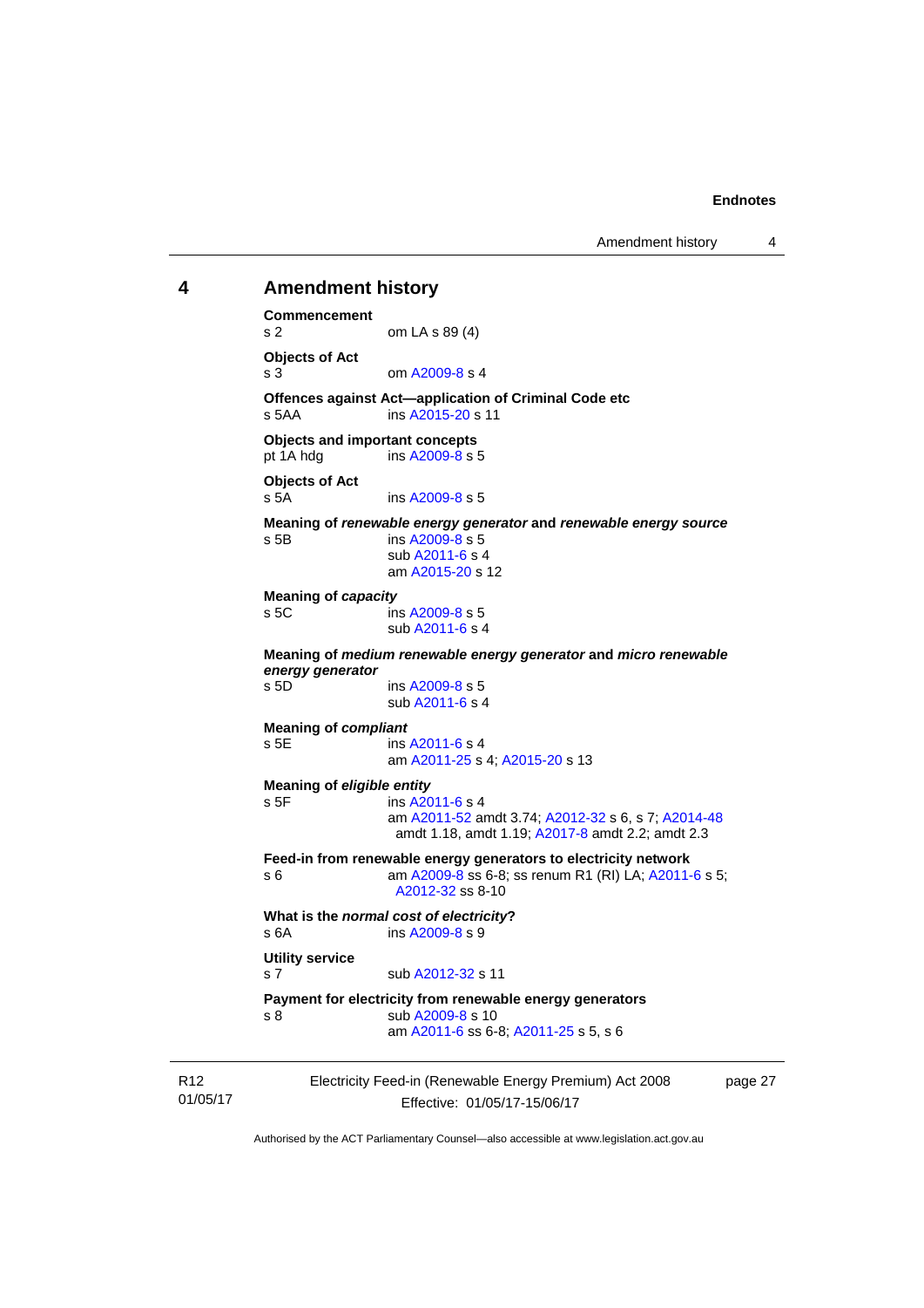## 4 Amendment history

**Commencement**
s 2 om LA s 89 (4)

**Objects of Act**
s 3 om A2009-8 s 4

**Offences against Act—application of Criminal Code etc**
s 5AA ins A2015-20 s 11

**Objects and important concepts**
pt 1A hdg ins A2009-8 s 5

**Objects of Act**
s 5A ins A2009-8 s 5

**Meaning of *renewable energy generator* and *renewable energy source***
s 5B ins A2009-8 s 5
sub A2011-6 s 4
am A2015-20 s 12

**Meaning of *capacity***
s 5C ins A2009-8 s 5
sub A2011-6 s 4

**Meaning of *medium renewable energy generator* and *micro renewable energy generator***
s 5D ins A2009-8 s 5
sub A2011-6 s 4

**Meaning of *compliant***
s 5E ins A2011-6 s 4
am A2011-25 s 4; A2015-20 s 13

**Meaning of *eligible entity***
s 5F ins A2011-6 s 4
am A2011-52 amdt 3.74; A2012-32 s 6, s 7; A2014-48 amdt 1.18, amdt 1.19; A2017-8 amdt 2.2; amdt 2.3

**Feed-in from renewable energy generators to electricity network**
s 6 am A2009-8 ss 6-8; ss renum R1 (RI) LA; A2011-6 s 5; A2012-32 ss 8-10

**What is the *normal cost of electricity*?**
s 6A ins A2009-8 s 9

**Utility service**
s 7 sub A2012-32 s 11

**Payment for electricity from renewable energy generators**
s 8 sub A2009-8 s 10
am A2011-6 ss 6-8; A2011-25 s 5, s 6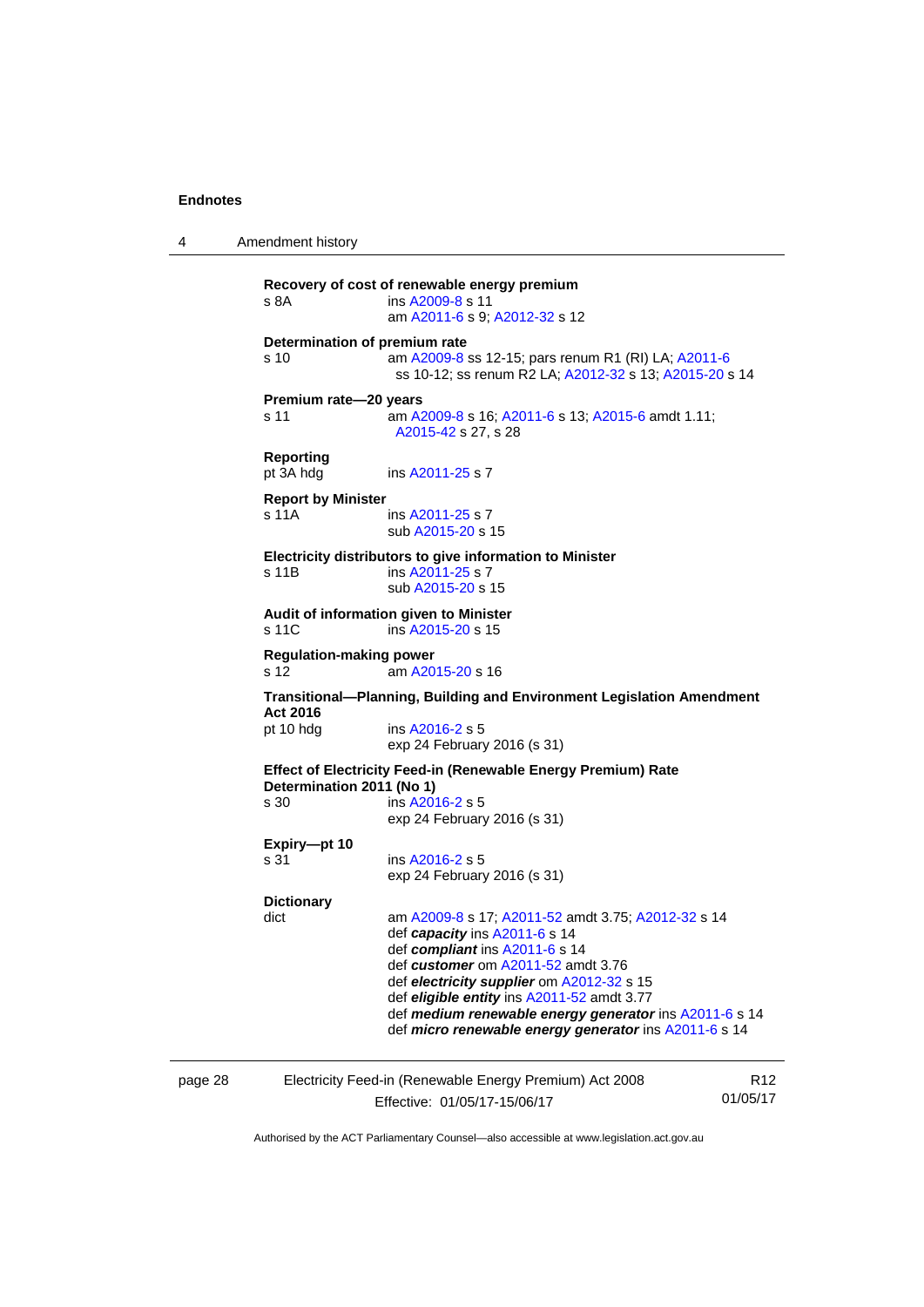**Recovery of cost of renewable energy premium**
s 8A ins A2009-8 s 11
am A2011-6 s 9; A2012-32 s 12

**Determination of premium rate**
s 10 am A2009-8 ss 12-15; pars renum R1 (RI) LA; A2011-6 ss 10-12; ss renum R2 LA; A2012-32 s 13; A2015-20 s 14

**Premium rate—20 years**
s 11 am A2009-8 s 16; A2011-6 s 13; A2015-6 amdt 1.11; A2015-42 s 27, s 28

**Reporting**
pt 3A hdg ins A2011-25 s 7

**Report by Minister**
s 11A ins A2011-25 s 7
sub A2015-20 s 15

**Electricity distributors to give information to Minister**
s 11B ins A2011-25 s 7
sub A2015-20 s 15

**Audit of information given to Minister**
s 11C ins A2015-20 s 15

**Regulation-making power**
s 12 am A2015-20 s 16

**Transitional—Planning, Building and Environment Legislation Amendment Act 2016**
pt 10 hdg ins A2016-2 s 5
exp 24 February 2016 (s 31)

**Effect of Electricity Feed-in (Renewable Energy Premium) Rate Determination 2011 (No 1)**
s 30 ins A2016-2 s 5
exp 24 February 2016 (s 31)

**Expiry—pt 10**
s 31 ins A2016-2 s 5
exp 24 February 2016 (s 31)

**Dictionary**
dict am A2009-8 s 17; A2011-52 amdt 3.75; A2012-32 s 14
def ***capacity*** ins A2011-6 s 14
def ***compliant*** ins A2011-6 s 14
def ***customer*** om A2011-52 amdt 3.76
def ***electricity supplier*** om A2012-32 s 15
def ***eligible entity*** ins A2011-52 amdt 3.77
def ***medium renewable energy generator*** ins A2011-6 s 14
def ***micro renewable energy generator*** ins A2011-6 s 14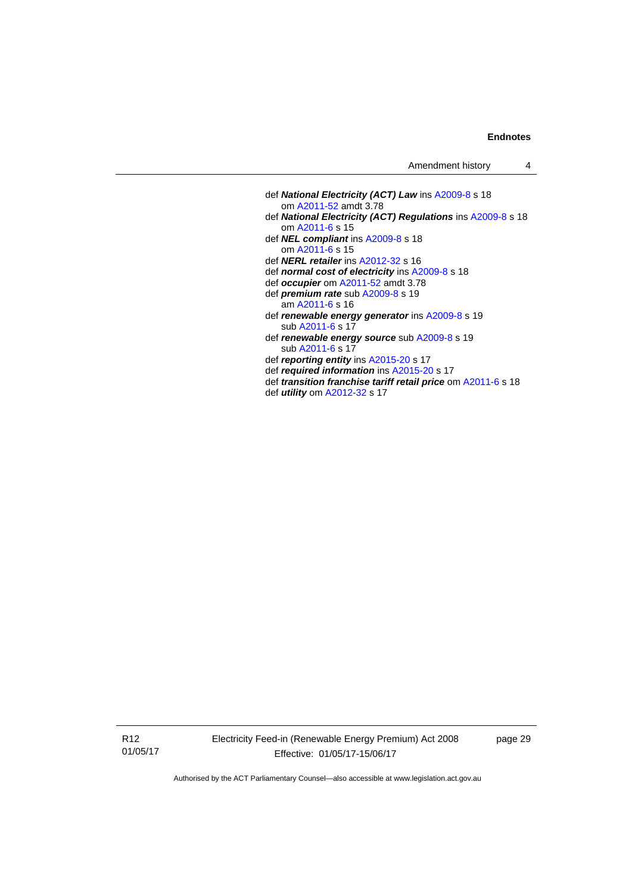def ***National Electricity (ACT) Law*** ins A2009-8 s 18
  om A2011-52 amdt 3.78

def ***National Electricity (ACT) Regulations*** ins A2009-8 s 18
  om A2011-6 s 15

def ***NEL compliant*** ins A2009-8 s 18
  om A2011-6 s 15

def ***NERL retailer*** ins A2012-32 s 16

def ***normal cost of electricity*** ins A2009-8 s 18

def ***occupier*** om A2011-52 amdt 3.78

def ***premium rate*** sub A2009-8 s 19
  am A2011-6 s 16

def ***renewable energy generator*** ins A2009-8 s 19
  sub A2011-6 s 17

def ***renewable energy source*** sub A2009-8 s 19
  sub A2011-6 s 17

def ***reporting entity*** ins A2015-20 s 17

def ***required information*** ins A2015-20 s 17

def ***transition franchise tariff retail price*** om A2011-6 s 18

def ***utility*** om A2012-32 s 17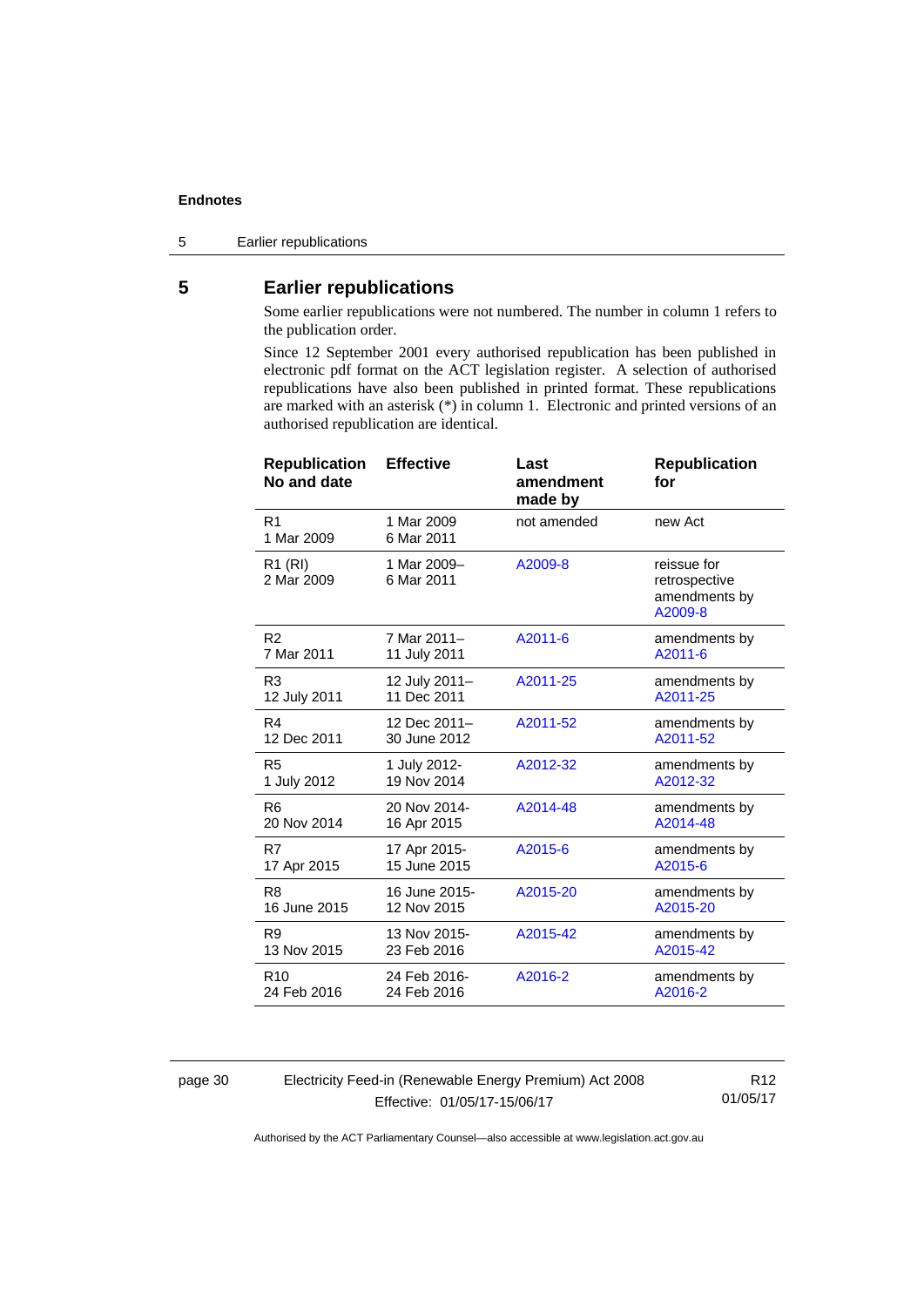# 5 Earlier republications

Some earlier republications were not numbered. The number in column 1 refers to the publication order.

Since 12 September 2001 every authorised republication has been published in electronic pdf format on the ACT legislation register. A selection of authorised republications have also been published in printed format. These republications are marked with an asterisk (*) in column 1. Electronic and printed versions of an authorised republication are identical.

| Republication No and date | Effective | Last amendment made by | Republication for |
|---|---|---|---|
| R1 1 Mar 2009 | 1 Mar 2009 6 Mar 2011 | not amended | new Act |
| R1 (RI) 2 Mar 2009 | 1 Mar 2009– 6 Mar 2011 | A2009-8 | reissue for retrospective amendments by A2009-8 |
| R2 7 Mar 2011 | 7 Mar 2011– 11 July 2011 | A2011-6 | amendments by A2011-6 |
| R3 12 July 2011 | 12 July 2011– 11 Dec 2011 | A2011-25 | amendments by A2011-25 |
| R4 12 Dec 2011 | 12 Dec 2011– 30 June 2012 | A2011-52 | amendments by A2011-52 |
| R5 1 July 2012 | 1 July 2012- 19 Nov 2014 | A2012-32 | amendments by A2012-32 |
| R6 20 Nov 2014 | 20 Nov 2014- 16 Apr 2015 | A2014-48 | amendments by A2014-48 |
| R7 17 Apr 2015 | 17 Apr 2015- 15 June 2015 | A2015-6 | amendments by A2015-6 |
| R8 16 June 2015 | 16 June 2015- 12 Nov 2015 | A2015-20 | amendments by A2015-20 |
| R9 13 Nov 2015 | 13 Nov 2015- 23 Feb 2016 | A2015-42 | amendments by A2015-42 |
| R10 24 Feb 2016 | 24 Feb 2016- 24 Feb 2016 | A2016-2 | amendments by A2016-2 |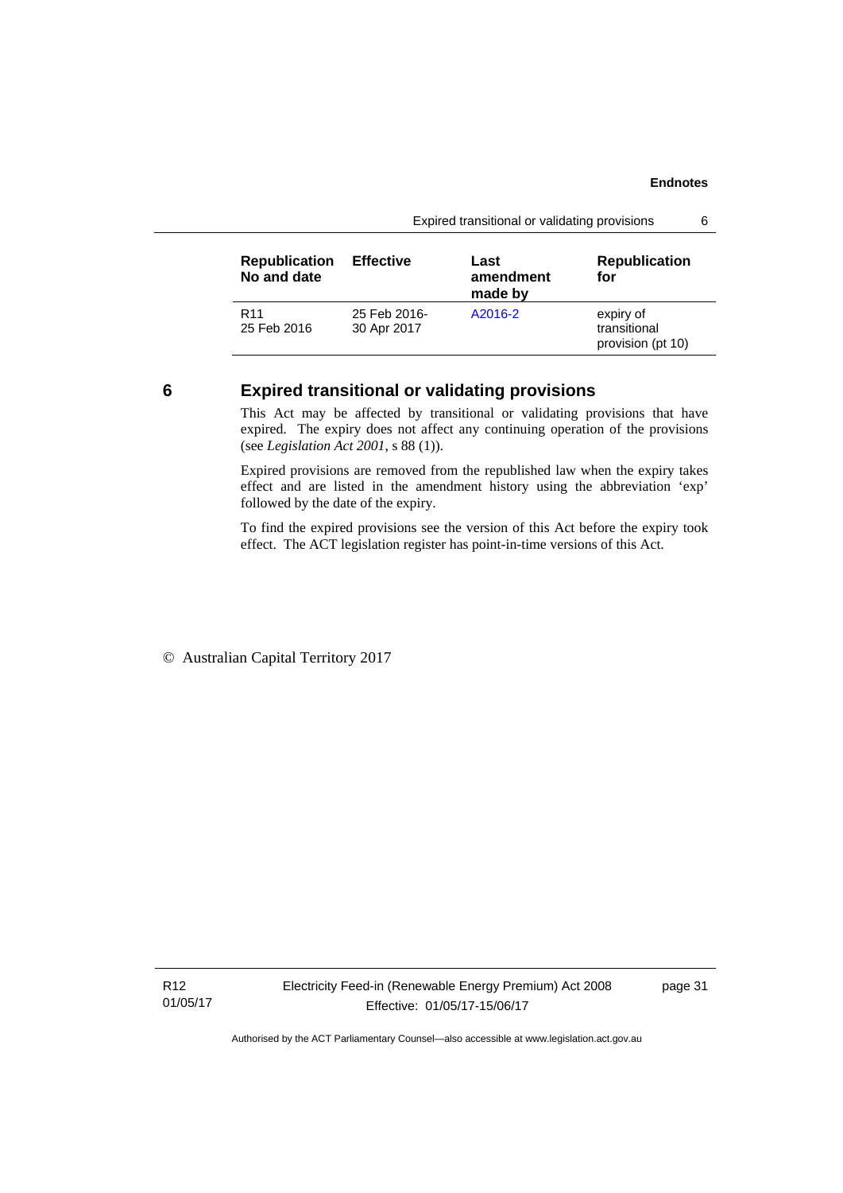| Republication No and date | Effective | Last amendment made by | Republication for |
|---|---|---|---|
| R11<br>25 Feb 2016 | 25 Feb 2016-<br>30 Apr 2017 | A2016-2 | expiry of transitional provision (pt 10) |

## 6 Expired transitional or validating provisions

This Act may be affected by transitional or validating provisions that have expired. The expiry does not affect any continuing operation of the provisions (see *Legislation Act 2001*, s 88 (1)).

Expired provisions are removed from the republished law when the expiry takes effect and are listed in the amendment history using the abbreviation 'exp' followed by the date of the expiry.

To find the expired provisions see the version of this Act before the expiry took effect. The ACT legislation register has point-in-time versions of this Act.

© Australian Capital Territory 2017